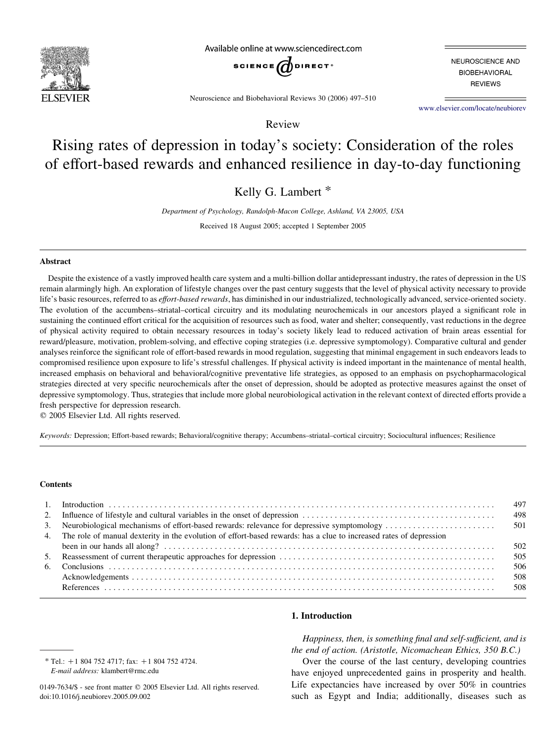Review

# Rising rates of depression in today's society: Consideration of the roles of effort-based rewards and enhanced resilience in day-to-day functioning

Kelly G. Lambert *

*Department of Psychology, Randolph-Macon College, Ashland, VA 23005, USA*

Received 18 August 2005; accepted 1 September 2005

## Abstract

Despite the existence of a vastly improved health care system and a multi-billion dollar antidepressant industry, the rates of depression in the US remain alarmingly high. An exploration of lifestyle changes over the past century suggests that the level of physical activity necessary to provide life's basic resources, referred to as *effort-based rewards*, has diminished in our industrialized, technologically advanced, service-oriented society. The evolution of the accumbens–striatal–cortical circuitry and its modulating neurochemicals in our ancestors played a significant role in sustaining the continued effort critical for the acquisition of resources such as food, water and shelter; consequently, vast reductions in the degree of physical activity required to obtain necessary resources in today's society likely lead to reduced activation of brain areas essential for reward/pleasure, motivation, problem-solving, and effective coping strategies (i.e. depressive symptomology). Comparative cultural and gender analyses reinforce the significant role of effort-based rewards in mood regulation, suggesting that minimal engagement in such endeavors leads to compromised resilience upon exposure to life's stressful challenges. If physical activity is indeed important in the maintenance of mental health, increased emphasis on behavioral and behavioral/cognitive preventative life strategies, as opposed to an emphasis on psychopharmacological strategies directed at very specific neurochemicals after the onset of depression, should be adopted as protective measures against the onset of depressive symptomology. Thus, strategies that include more global neurobiological activation in the relevant context of directed efforts provide a fresh perspective for depression research.

© 2005 Elsevier Ltd. All rights reserved.

*Keywords:* Depression; Effort-based rewards; Behavioral/cognitive therapy; Accumbens–striatal–cortical circuitry; Sociocultural influences; Resilience

## Contents

1. Introduction ... 497
2. Influence of lifestyle and cultural variables in the onset of depression ... 498
3. Neurobiological mechanisms of effort-based rewards: relevance for depressive symptomology ... 501
4. The role of manual dexterity in the evolution of effort-based rewards: has a clue to increased rates of depression been in our hands all along? ... 502
5. Reassessment of current therapeutic approaches for depression ... 505
6. Conclusions ... 506

   Acknowledgements ... 508

   References ... 508

## 1. Introduction

*Happiness, then, is something final and self-sufficient, and is the end of action. (Aristotle, Nicomachean Ethics, 350 B.C.)*

Over the course of the last century, developing countries have enjoyed unprecedented gains in prosperity and health. Life expectancies have increased by over 50% in countries such as Egypt and India; additionally, diseases such as

---

\* Tel.: +1 804 752 4717; fax: +1 804 752 4724.
*E-mail address:* klambert@rmc.edu

0149-7634/$ - see front matter © 2005 Elsevier Ltd. All rights reserved.
doi:10.1016/j.neubiorev.2005.09.002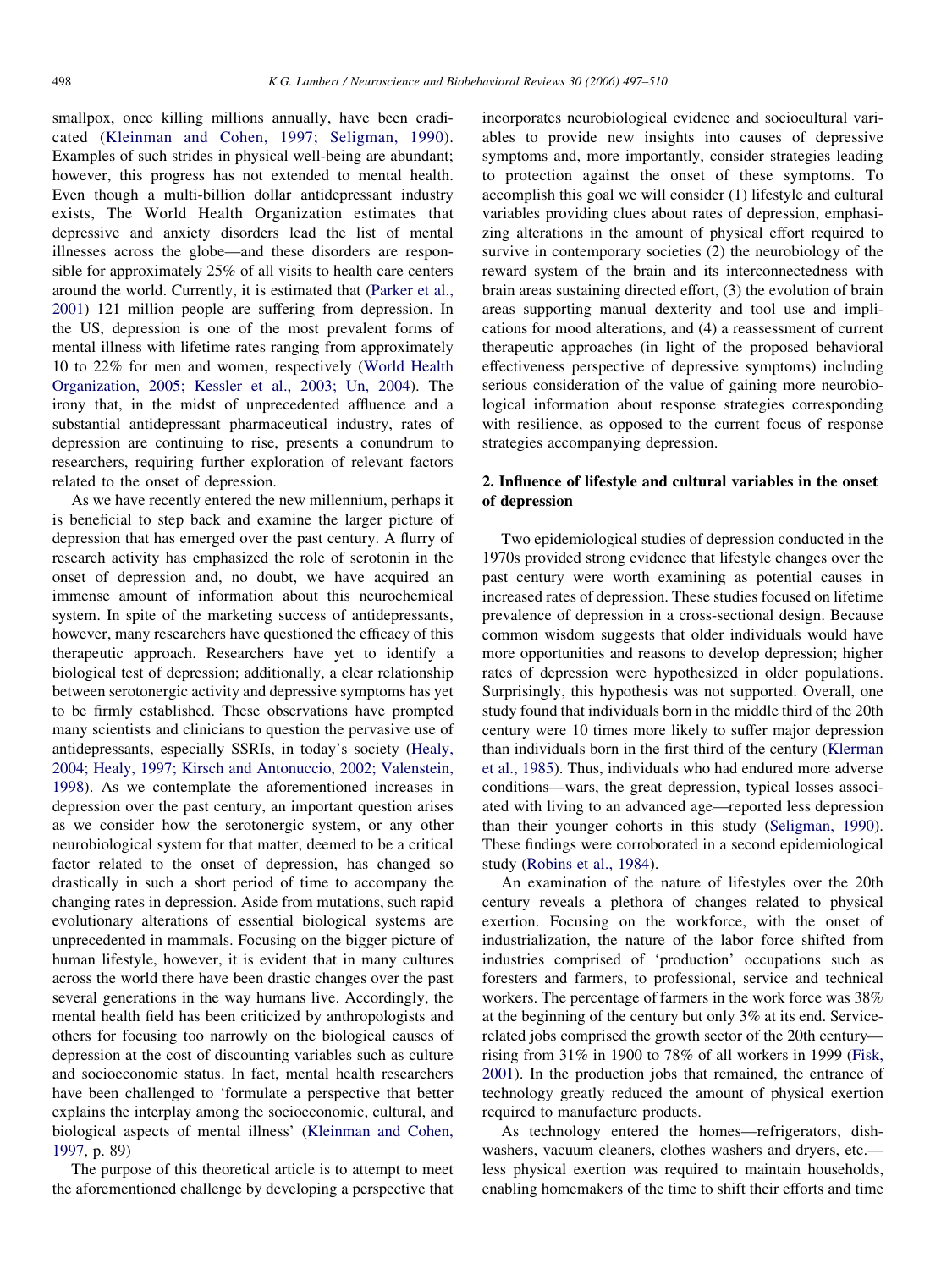smallpox, once killing millions annually, have been eradicated (Kleinman and Cohen, 1997; Seligman, 1990). Examples of such strides in physical well-being are abundant; however, this progress has not extended to mental health. Even though a multi-billion dollar antidepressant industry exists, The World Health Organization estimates that depressive and anxiety disorders lead the list of mental illnesses across the globe—and these disorders are responsible for approximately 25% of all visits to health care centers around the world. Currently, it is estimated that (Parker et al., 2001) 121 million people are suffering from depression. In the US, depression is one of the most prevalent forms of mental illness with lifetime rates ranging from approximately 10 to 22% for men and women, respectively (World Health Organization, 2005; Kessler et al., 2003; Un, 2004). The irony that, in the midst of unprecedented affluence and a substantial antidepressant pharmaceutical industry, rates of depression are continuing to rise, presents a conundrum to researchers, requiring further exploration of relevant factors related to the onset of depression.

As we have recently entered the new millennium, perhaps it is beneficial to step back and examine the larger picture of depression that has emerged over the past century. A flurry of research activity has emphasized the role of serotonin in the onset of depression and, no doubt, we have acquired an immense amount of information about this neurochemical system. In spite of the marketing success of antidepressants, however, many researchers have questioned the efficacy of this therapeutic approach. Researchers have yet to identify a biological test of depression; additionally, a clear relationship between serotonergic activity and depressive symptoms has yet to be firmly established. These observations have prompted many scientists and clinicians to question the pervasive use of antidepressants, especially SSRIs, in today's society (Healy, 2004; Healy, 1997; Kirsch and Antonuccio, 2002; Valenstein, 1998). As we contemplate the aforementioned increases in depression over the past century, an important question arises as we consider how the serotonergic system, or any other neurobiological system for that matter, deemed to be a critical factor related to the onset of depression, has changed so drastically in such a short period of time to accompany the changing rates in depression. Aside from mutations, such rapid evolutionary alterations of essential biological systems are unprecedented in mammals. Focusing on the bigger picture of human lifestyle, however, it is evident that in many cultures across the world there have been drastic changes over the past several generations in the way humans live. Accordingly, the mental health field has been criticized by anthropologists and others for focusing too narrowly on the biological causes of depression at the cost of discounting variables such as culture and socioeconomic status. In fact, mental health researchers have been challenged to 'formulate a perspective that better explains the interplay among the socioeconomic, cultural, and biological aspects of mental illness' (Kleinman and Cohen, 1997, p. 89)

The purpose of this theoretical article is to attempt to meet the aforementioned challenge by developing a perspective that incorporates neurobiological evidence and sociocultural variables to provide new insights into causes of depressive symptoms and, more importantly, consider strategies leading to protection against the onset of these symptoms. To accomplish this goal we will consider (1) lifestyle and cultural variables providing clues about rates of depression, emphasizing alterations in the amount of physical effort required to survive in contemporary societies (2) the neurobiology of the reward system of the brain and its interconnectedness with brain areas sustaining directed effort, (3) the evolution of brain areas supporting manual dexterity and tool use and implications for mood alterations, and (4) a reassessment of current therapeutic approaches (in light of the proposed behavioral effectiveness perspective of depressive symptoms) including serious consideration of the value of gaining more neurobiological information about response strategies corresponding with resilience, as opposed to the current focus of response strategies accompanying depression.

## 2. Influence of lifestyle and cultural variables in the onset of depression

Two epidemiological studies of depression conducted in the 1970s provided strong evidence that lifestyle changes over the past century were worth examining as potential causes in increased rates of depression. These studies focused on lifetime prevalence of depression in a cross-sectional design. Because common wisdom suggests that older individuals would have more opportunities and reasons to develop depression; higher rates of depression were hypothesized in older populations. Surprisingly, this hypothesis was not supported. Overall, one study found that individuals born in the middle third of the 20th century were 10 times more likely to suffer major depression than individuals born in the first third of the century (Klerman et al., 1985). Thus, individuals who had endured more adverse conditions—wars, the great depression, typical losses associated with living to an advanced age—reported less depression than their younger cohorts in this study (Seligman, 1990). These findings were corroborated in a second epidemiological study (Robins et al., 1984).

An examination of the nature of lifestyles over the 20th century reveals a plethora of changes related to physical exertion. Focusing on the workforce, with the onset of industrialization, the nature of the labor force shifted from industries comprised of 'production' occupations such as foresters and farmers, to professional, service and technical workers. The percentage of farmers in the work force was 38% at the beginning of the century but only 3% at its end. Service-related jobs comprised the growth sector of the 20th century—rising from 31% in 1900 to 78% of all workers in 1999 (Fisk, 2001). In the production jobs that remained, the entrance of technology greatly reduced the amount of physical exertion required to manufacture products.

As technology entered the homes—refrigerators, dishwashers, vacuum cleaners, clothes washers and dryers, etc.—less physical exertion was required to maintain households, enabling homemakers of the time to shift their efforts and time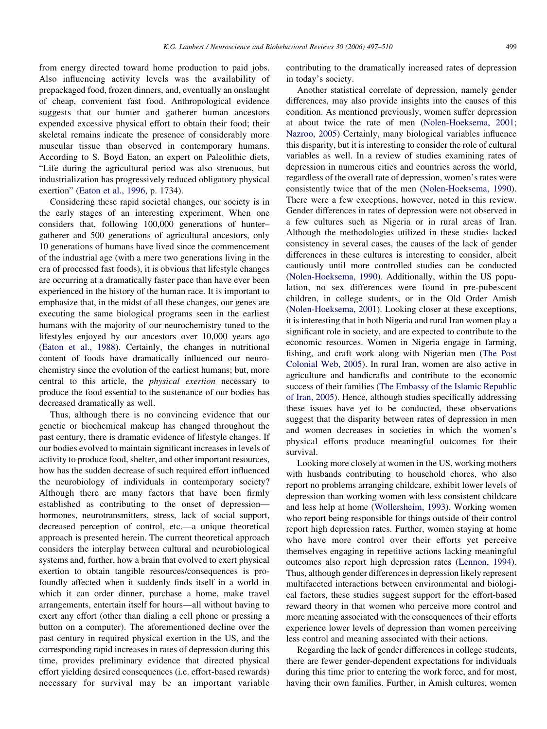from energy directed toward home production to paid jobs. Also influencing activity levels was the availability of prepackaged food, frozen dinners, and, eventually an onslaught of cheap, convenient fast food. Anthropological evidence suggests that our hunter and gatherer human ancestors expended excessive physical effort to obtain their food; their skeletal remains indicate the presence of considerably more muscular tissue than observed in contemporary humans. According to S. Boyd Eaton, an expert on Paleolithic diets, "Life during the agricultural period was also strenuous, but industrialization has progressively reduced obligatory physical exertion" (Eaton et al., 1996, p. 1734).

Considering these rapid societal changes, our society is in the early stages of an interesting experiment. When one considers that, following 100,000 generations of hunter–gatherer and 500 generations of agricultural ancestors, only 10 generations of humans have lived since the commencement of the industrial age (with a mere two generations living in the era of processed fast foods), it is obvious that lifestyle changes are occurring at a dramatically faster pace than have ever been experienced in the history of the human race. It is important to emphasize that, in the midst of all these changes, our genes are executing the same biological programs seen in the earliest humans with the majority of our neurochemistry tuned to the lifestyles enjoyed by our ancestors over 10,000 years ago (Eaton et al., 1988). Certainly, the changes in nutritional content of foods have dramatically influenced our neurochemistry since the evolution of the earliest humans; but, more central to this article, the *physical exertion* necessary to produce the food essential to the sustenance of our bodies has decreased dramatically as well.

Thus, although there is no convincing evidence that our genetic or biochemical makeup has changed throughout the past century, there is dramatic evidence of lifestyle changes. If our bodies evolved to maintain significant increases in levels of activity to produce food, shelter, and other important resources, how has the sudden decrease of such required effort influenced the neurobiology of individuals in contemporary society? Although there are many factors that have been firmly established as contributing to the onset of depression—hormones, neurotransmitters, stress, lack of social support, decreased perception of control, etc.—a unique theoretical approach is presented herein. The current theoretical approach considers the interplay between cultural and neurobiological systems and, further, how a brain that evolved to exert physical exertion to obtain tangible resources/consequences is profoundly affected when it suddenly finds itself in a world in which it can order dinner, purchase a home, make travel arrangements, entertain itself for hours—all without having to exert any effort (other than dialing a cell phone or pressing a button on a computer). The aforementioned decline over the past century in required physical exertion in the US, and the corresponding rapid increases in rates of depression during this time, provides preliminary evidence that directed physical effort yielding desired consequences (i.e. effort-based rewards) necessary for survival may be an important variable contributing to the dramatically increased rates of depression in today's society.

Another statistical correlate of depression, namely gender differences, may also provide insights into the causes of this condition. As mentioned previously, women suffer depression at about twice the rate of men (Nolen-Hoeksema, 2001; Nazroo, 2005) Certainly, many biological variables influence this disparity, but it is interesting to consider the role of cultural variables as well. In a review of studies examining rates of depression in numerous cities and countries across the world, regardless of the overall rate of depression, women's rates were consistently twice that of the men (Nolen-Hoeksema, 1990). There were a few exceptions, however, noted in this review. Gender differences in rates of depression were not observed in a few cultures such as Nigeria or in rural areas of Iran. Although the methodologies utilized in these studies lacked consistency in several cases, the causes of the lack of gender differences in these cultures is interesting to consider, albeit cautiously until more controlled studies can be conducted (Nolen-Hoeksema, 1990). Additionally, within the US population, no sex differences were found in pre-pubescent children, in college students, or in the Old Order Amish (Nolen-Hoeksema, 2001). Looking closer at these exceptions, it is interesting that in both Nigeria and rural Iran women play a significant role in society, and are expected to contribute to the economic resources. Women in Nigeria engage in farming, fishing, and craft work along with Nigerian men (The Post Colonial Web, 2005). In rural Iran, women are also active in agriculture and handicrafts and contribute to the economic success of their families (The Embassy of the Islamic Republic of Iran, 2005). Hence, although studies specifically addressing these issues have yet to be conducted, these observations suggest that the disparity between rates of depression in men and women decreases in societies in which the women's physical efforts produce meaningful outcomes for their survival.

Looking more closely at women in the US, working mothers with husbands contributing to household chores, who also report no problems arranging childcare, exhibit lower levels of depression than working women with less consistent childcare and less help at home (Wollersheim, 1993). Working women who report being responsible for things outside of their control report high depression rates. Further, women staying at home who have more control over their efforts yet perceive themselves engaging in repetitive actions lacking meaningful outcomes also report high depression rates (Lennon, 1994). Thus, although gender differences in depression likely represent multifaceted interactions between environmental and biological factors, these studies suggest support for the effort-based reward theory in that women who perceive more control and more meaning associated with the consequences of their efforts experience lower levels of depression than women perceiving less control and meaning associated with their actions.

Regarding the lack of gender differences in college students, there are fewer gender-dependent expectations for individuals during this time prior to entering the work force, and for most, having their own families. Further, in Amish cultures, women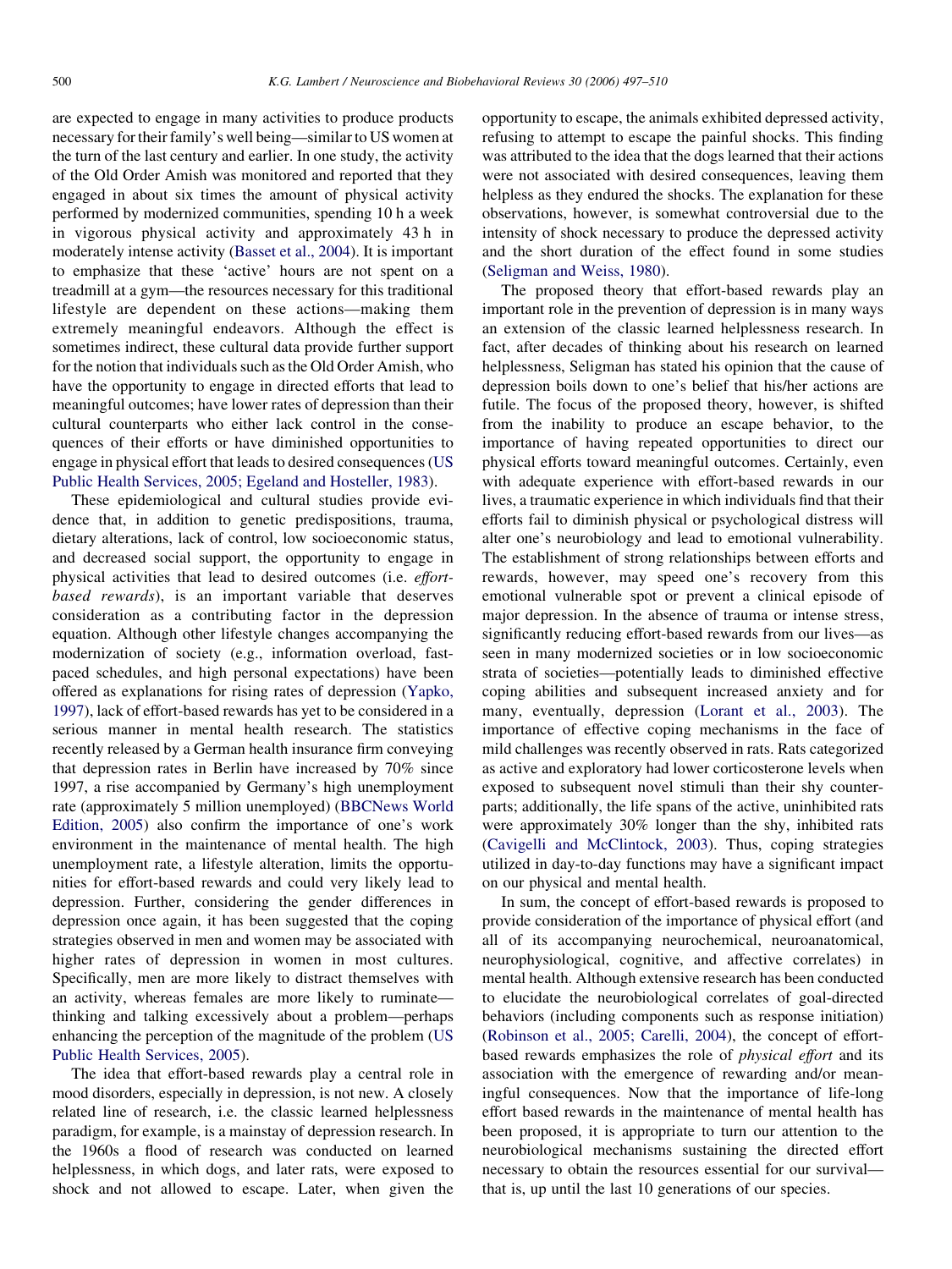are expected to engage in many activities to produce products necessary for their family's well being—similar to US women at the turn of the last century and earlier. In one study, the activity of the Old Order Amish was monitored and reported that they engaged in about six times the amount of physical activity performed by modernized communities, spending 10 h a week in vigorous physical activity and approximately 43 h in moderately intense activity (Basset et al., 2004). It is important to emphasize that these 'active' hours are not spent on a treadmill at a gym—the resources necessary for this traditional lifestyle are dependent on these actions—making them extremely meaningful endeavors. Although the effect is sometimes indirect, these cultural data provide further support for the notion that individuals such as the Old Order Amish, who have the opportunity to engage in directed efforts that lead to meaningful outcomes; have lower rates of depression than their cultural counterparts who either lack control in the consequences of their efforts or have diminished opportunities to engage in physical effort that leads to desired consequences (US Public Health Services, 2005; Egeland and Hosteller, 1983).

These epidemiological and cultural studies provide evidence that, in addition to genetic predispositions, trauma, dietary alterations, lack of control, low socioeconomic status, and decreased social support, the opportunity to engage in physical activities that lead to desired outcomes (i.e. *effort-based rewards*), is an important variable that deserves consideration as a contributing factor in the depression equation. Although other lifestyle changes accompanying the modernization of society (e.g., information overload, fast-paced schedules, and high personal expectations) have been offered as explanations for rising rates of depression (Yapko, 1997), lack of effort-based rewards has yet to be considered in a serious manner in mental health research. The statistics recently released by a German health insurance firm conveying that depression rates in Berlin have increased by 70% since 1997, a rise accompanied by Germany's high unemployment rate (approximately 5 million unemployed) (BBCNews World Edition, 2005) also confirm the importance of one's work environment in the maintenance of mental health. The high unemployment rate, a lifestyle alteration, limits the opportunities for effort-based rewards and could very likely lead to depression. Further, considering the gender differences in depression once again, it has been suggested that the coping strategies observed in men and women may be associated with higher rates of depression in women in most cultures. Specifically, men are more likely to distract themselves with an activity, whereas females are more likely to ruminate—thinking and talking excessively about a problem—perhaps enhancing the perception of the magnitude of the problem (US Public Health Services, 2005).

The idea that effort-based rewards play a central role in mood disorders, especially in depression, is not new. A closely related line of research, i.e. the classic learned helplessness paradigm, for example, is a mainstay of depression research. In the 1960s a flood of research was conducted on learned helplessness, in which dogs, and later rats, were exposed to shock and not allowed to escape. Later, when given the opportunity to escape, the animals exhibited depressed activity, refusing to attempt to escape the painful shocks. This finding was attributed to the idea that the dogs learned that their actions were not associated with desired consequences, leaving them helpless as they endured the shocks. The explanation for these observations, however, is somewhat controversial due to the intensity of shock necessary to produce the depressed activity and the short duration of the effect found in some studies (Seligman and Weiss, 1980).

The proposed theory that effort-based rewards play an important role in the prevention of depression is in many ways an extension of the classic learned helplessness research. In fact, after decades of thinking about his research on learned helplessness, Seligman has stated his opinion that the cause of depression boils down to one's belief that his/her actions are futile. The focus of the proposed theory, however, is shifted from the inability to produce an escape behavior, to the importance of having repeated opportunities to direct our physical efforts toward meaningful outcomes. Certainly, even with adequate experience with effort-based rewards in our lives, a traumatic experience in which individuals find that their efforts fail to diminish physical or psychological distress will alter one's neurobiology and lead to emotional vulnerability. The establishment of strong relationships between efforts and rewards, however, may speed one's recovery from this emotional vulnerable spot or prevent a clinical episode of major depression. In the absence of trauma or intense stress, significantly reducing effort-based rewards from our lives—as seen in many modernized societies or in low socioeconomic strata of societies—potentially leads to diminished effective coping abilities and subsequent increased anxiety and for many, eventually, depression (Lorant et al., 2003). The importance of effective coping mechanisms in the face of mild challenges was recently observed in rats. Rats categorized as active and exploratory had lower corticosterone levels when exposed to subsequent novel stimuli than their shy counterparts; additionally, the life spans of the active, uninhibited rats were approximately 30% longer than the shy, inhibited rats (Cavigelli and McClintock, 2003). Thus, coping strategies utilized in day-to-day functions may have a significant impact on our physical and mental health.

In sum, the concept of effort-based rewards is proposed to provide consideration of the importance of physical effort (and all of its accompanying neurochemical, neuroanatomical, neurophysiological, cognitive, and affective correlates) in mental health. Although extensive research has been conducted to elucidate the neurobiological correlates of goal-directed behaviors (including components such as response initiation) (Robinson et al., 2005; Carelli, 2004), the concept of effort-based rewards emphasizes the role of *physical effort* and its association with the emergence of rewarding and/or meaningful consequences. Now that the importance of life-long effort based rewards in the maintenance of mental health has been proposed, it is appropriate to turn our attention to the neurobiological mechanisms sustaining the directed effort necessary to obtain the resources essential for our survival—that is, up until the last 10 generations of our species.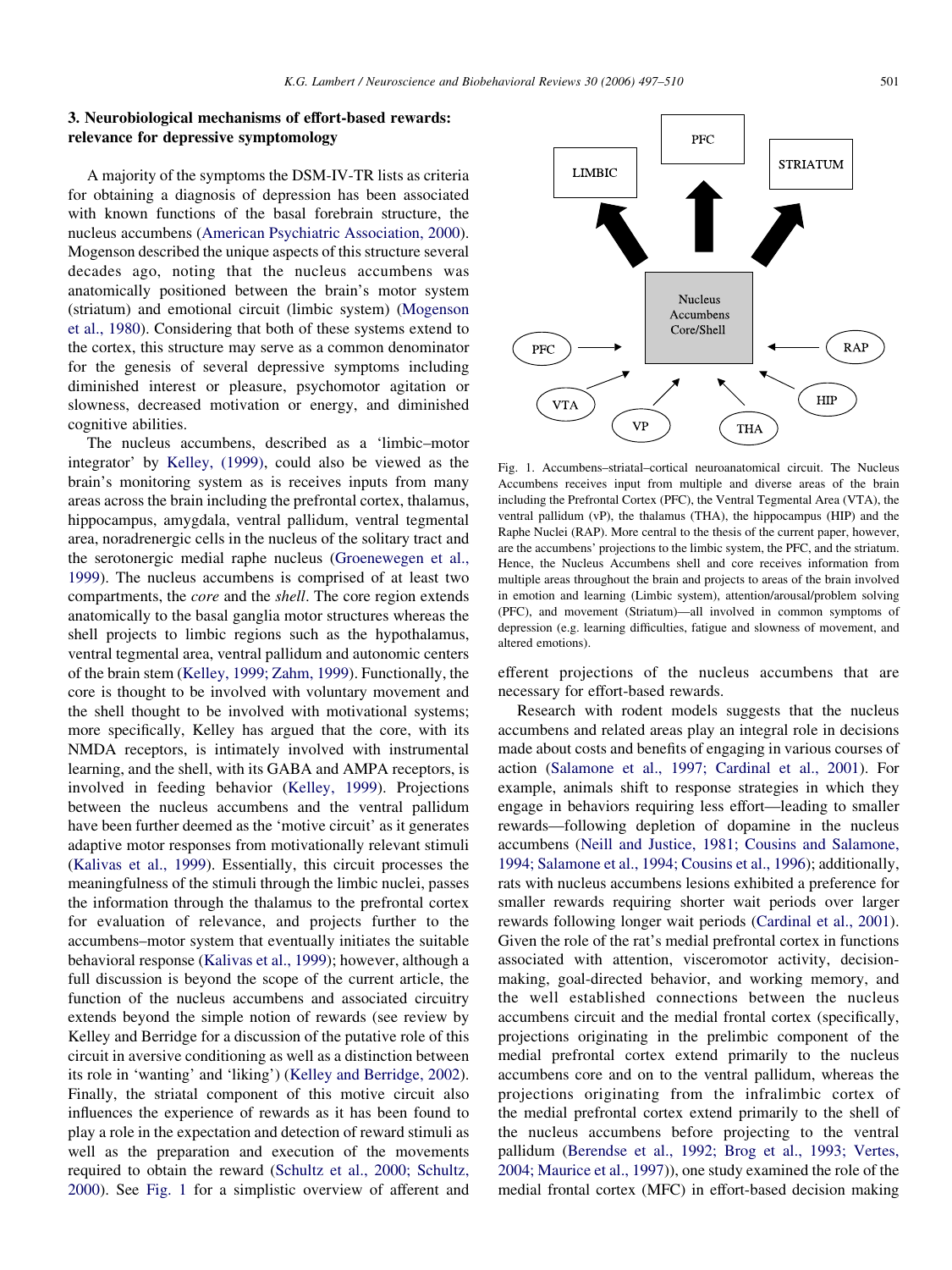## 3. Neurobiological mechanisms of effort-based rewards: relevance for depressive symptomology

A majority of the symptoms the DSM-IV-TR lists as criteria for obtaining a diagnosis of depression has been associated with known functions of the basal forebrain structure, the nucleus accumbens (American Psychiatric Association, 2000). Mogenson described the unique aspects of this structure several decades ago, noting that the nucleus accumbens was anatomically positioned between the brain's motor system (striatum) and emotional circuit (limbic system) (Mogenson et al., 1980). Considering that both of these systems extend to the cortex, this structure may serve as a common denominator for the genesis of several depressive symptoms including diminished interest or pleasure, psychomotor agitation or slowness, decreased motivation or energy, and diminished cognitive abilities.

The nucleus accumbens, described as a 'limbic–motor integrator' by Kelley, (1999), could also be viewed as the brain's monitoring system as is receives inputs from many areas across the brain including the prefrontal cortex, thalamus, hippocampus, amygdala, ventral pallidum, ventral tegmental area, noradrenergic cells in the nucleus of the solitary tract and the serotonergic medial raphe nucleus (Groenewegen et al., 1999). The nucleus accumbens is comprised of at least two compartments, the *core* and the *shell*. The core region extends anatomically to the basal ganglia motor structures whereas the shell projects to limbic regions such as the hypothalamus, ventral tegmental area, ventral pallidum and autonomic centers of the brain stem (Kelley, 1999; Zahm, 1999). Functionally, the core is thought to be involved with voluntary movement and the shell thought to be involved with motivational systems; more specifically, Kelley has argued that the core, with its NMDA receptors, is intimately involved with instrumental learning, and the shell, with its GABA and AMPA receptors, is involved in feeding behavior (Kelley, 1999). Projections between the nucleus accumbens and the ventral pallidum have been further deemed as the 'motive circuit' as it generates adaptive motor responses from motivationally relevant stimuli (Kalivas et al., 1999). Essentially, this circuit processes the meaningfulness of the stimuli through the limbic nuclei, passes the information through the thalamus to the prefrontal cortex for evaluation of relevance, and projects further to the accumbens–motor system that eventually initiates the suitable behavioral response (Kalivas et al., 1999); however, although a full discussion is beyond the scope of the current article, the function of the nucleus accumbens and associated circuitry extends beyond the simple notion of rewards (see review by Kelley and Berridge for a discussion of the putative role of this circuit in aversive conditioning as well as a distinction between its role in 'wanting' and 'liking') (Kelley and Berridge, 2002). Finally, the striatal component of this motive circuit also influences the experience of rewards as it has been found to play a role in the expectation and detection of reward stimuli as well as the preparation and execution of the movements required to obtain the reward (Schultz et al., 2000; Schultz, 2000). See Fig. 1 for a simplistic overview of afferent and efferent projections of the nucleus accumbens that are necessary for effort-based rewards.

Fig. 1. Accumbens–striatal–cortical neuroanatomical circuit. The Nucleus Accumbens receives input from multiple and diverse areas of the brain including the Prefrontal Cortex (PFC), the Ventral Tegmental Area (VTA), the ventral pallidum (vP), the thalamus (THA), the hippocampus (HIP) and the Raphe Nuclei (RAP). More central to the thesis of the current paper, however, are the accumbens' projections to the limbic system, the PFC, and the striatum. Hence, the Nucleus Accumbens shell and core receives information from multiple areas throughout the brain and projects to areas of the brain involved in emotion and learning (Limbic system), attention/arousal/problem solving (PFC), and movement (Striatum)—all involved in common symptoms of depression (e.g. learning difficulties, fatigue and slowness of movement, and altered emotions).

Research with rodent models suggests that the nucleus accumbens and related areas play an integral role in decisions made about costs and benefits of engaging in various courses of action (Salamone et al., 1997; Cardinal et al., 2001). For example, animals shift to response strategies in which they engage in behaviors requiring less effort—leading to smaller rewards—following depletion of dopamine in the nucleus accumbens (Neill and Justice, 1981; Cousins and Salamone, 1994; Salamone et al., 1994; Cousins et al., 1996); additionally, rats with nucleus accumbens lesions exhibited a preference for smaller rewards requiring shorter wait periods over larger rewards following longer wait periods (Cardinal et al., 2001). Given the role of the rat's medial prefrontal cortex in functions associated with attention, visceromotor activity, decision-making, goal-directed behavior, and working memory, and the well established connections between the nucleus accumbens circuit and the medial frontal cortex (specifically, projections originating in the prelimbic component of the medial prefrontal cortex extend primarily to the nucleus accumbens core and on to the ventral pallidum, whereas the projections originating from the infralimbic cortex of the medial prefrontal cortex extend primarily to the shell of the nucleus accumbens before projecting to the ventral pallidum (Berendse et al., 1992; Brog et al., 1993; Vertes, 2004; Maurice et al., 1997)), one study examined the role of the medial frontal cortex (MFC) in effort-based decision making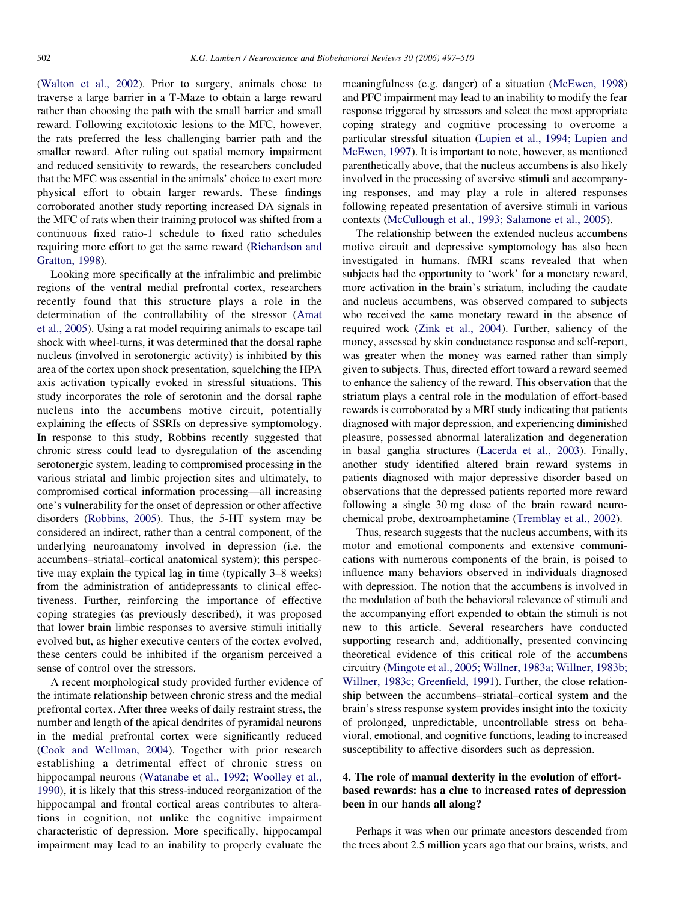(Walton et al., 2002). Prior to surgery, animals chose to traverse a large barrier in a T-Maze to obtain a large reward rather than choosing the path with the small barrier and small reward. Following excitotoxic lesions to the MFC, however, the rats preferred the less challenging barrier path and the smaller reward. After ruling out spatial memory impairment and reduced sensitivity to rewards, the researchers concluded that the MFC was essential in the animals' choice to exert more physical effort to obtain larger rewards. These findings corroborated another study reporting increased DA signals in the MFC of rats when their training protocol was shifted from a continuous fixed ratio-1 schedule to fixed ratio schedules requiring more effort to get the same reward (Richardson and Gratton, 1998).

Looking more specifically at the infralimbic and prelimbic regions of the ventral medial prefrontal cortex, researchers recently found that this structure plays a role in the determination of the controllability of the stressor (Amat et al., 2005). Using a rat model requiring animals to escape tail shock with wheel-turns, it was determined that the dorsal raphe nucleus (involved in serotonergic activity) is inhibited by this area of the cortex upon shock presentation, squelching the HPA axis activation typically evoked in stressful situations. This study incorporates the role of serotonin and the dorsal raphe nucleus into the accumbens motive circuit, potentially explaining the effects of SSRIs on depressive symptomology. In response to this study, Robbins recently suggested that chronic stress could lead to dysregulation of the ascending serotonergic system, leading to compromised processing in the various striatal and limbic projection sites and ultimately, to compromised cortical information processing—all increasing one's vulnerability for the onset of depression or other affective disorders (Robbins, 2005). Thus, the 5-HT system may be considered an indirect, rather than a central component, of the underlying neuroanatomy involved in depression (i.e. the accumbens–striatal–cortical anatomical system); this perspective may explain the typical lag in time (typically 3–8 weeks) from the administration of antidepressants to clinical effectiveness. Further, reinforcing the importance of effective coping strategies (as previously described), it was proposed that lower brain limbic responses to aversive stimuli initially evolved but, as higher executive centers of the cortex evolved, these centers could be inhibited if the organism perceived a sense of control over the stressors.

A recent morphological study provided further evidence of the intimate relationship between chronic stress and the medial prefrontal cortex. After three weeks of daily restraint stress, the number and length of the apical dendrites of pyramidal neurons in the medial prefrontal cortex were significantly reduced (Cook and Wellman, 2004). Together with prior research establishing a detrimental effect of chronic stress on hippocampal neurons (Watanabe et al., 1992; Woolley et al., 1990), it is likely that this stress-induced reorganization of the hippocampal and frontal cortical areas contributes to alterations in cognition, not unlike the cognitive impairment characteristic of depression. More specifically, hippocampal impairment may lead to an inability to properly evaluate the meaningfulness (e.g. danger) of a situation (McEwen, 1998) and PFC impairment may lead to an inability to modify the fear response triggered by stressors and select the most appropriate coping strategy and cognitive processing to overcome a particular stressful situation (Lupien et al., 1994; Lupien and McEwen, 1997). It is important to note, however, as mentioned parenthetically above, that the nucleus accumbens is also likely involved in the processing of aversive stimuli and accompanying responses, and may play a role in altered responses following repeated presentation of aversive stimuli in various contexts (McCullough et al., 1993; Salamone et al., 2005).

The relationship between the extended nucleus accumbens motive circuit and depressive symptomology has also been investigated in humans. fMRI scans revealed that when subjects had the opportunity to 'work' for a monetary reward, more activation in the brain's striatum, including the caudate and nucleus accumbens, was observed compared to subjects who received the same monetary reward in the absence of required work (Zink et al., 2004). Further, saliency of the money, assessed by skin conductance response and self-report, was greater when the money was earned rather than simply given to subjects. Thus, directed effort toward a reward seemed to enhance the saliency of the reward. This observation that the striatum plays a central role in the modulation of effort-based rewards is corroborated by a MRI study indicating that patients diagnosed with major depression, and experiencing diminished pleasure, possessed abnormal lateralization and degeneration in basal ganglia structures (Lacerda et al., 2003). Finally, another study identified altered brain reward systems in patients diagnosed with major depressive disorder based on observations that the depressed patients reported more reward following a single 30 mg dose of the brain reward neurochemical probe, dextroamphetamine (Tremblay et al., 2002).

Thus, research suggests that the nucleus accumbens, with its motor and emotional components and extensive communications with numerous components of the brain, is poised to influence many behaviors observed in individuals diagnosed with depression. The notion that the accumbens is involved in the modulation of both the behavioral relevance of stimuli and the accompanying effort expended to obtain the stimuli is not new to this article. Several researchers have conducted supporting research and, additionally, presented convincing theoretical evidence of this critical role of the accumbens circuitry (Mingote et al., 2005; Willner, 1983a; Willner, 1983b; Willner, 1983c; Greenfield, 1991). Further, the close relationship between the accumbens–striatal–cortical system and the brain's stress response system provides insight into the toxicity of prolonged, unpredictable, uncontrollable stress on behavioral, emotional, and cognitive functions, leading to increased susceptibility to affective disorders such as depression.

## 4. The role of manual dexterity in the evolution of effort-based rewards: has a clue to increased rates of depression been in our hands all along?

Perhaps it was when our primate ancestors descended from the trees about 2.5 million years ago that our brains, wrists, and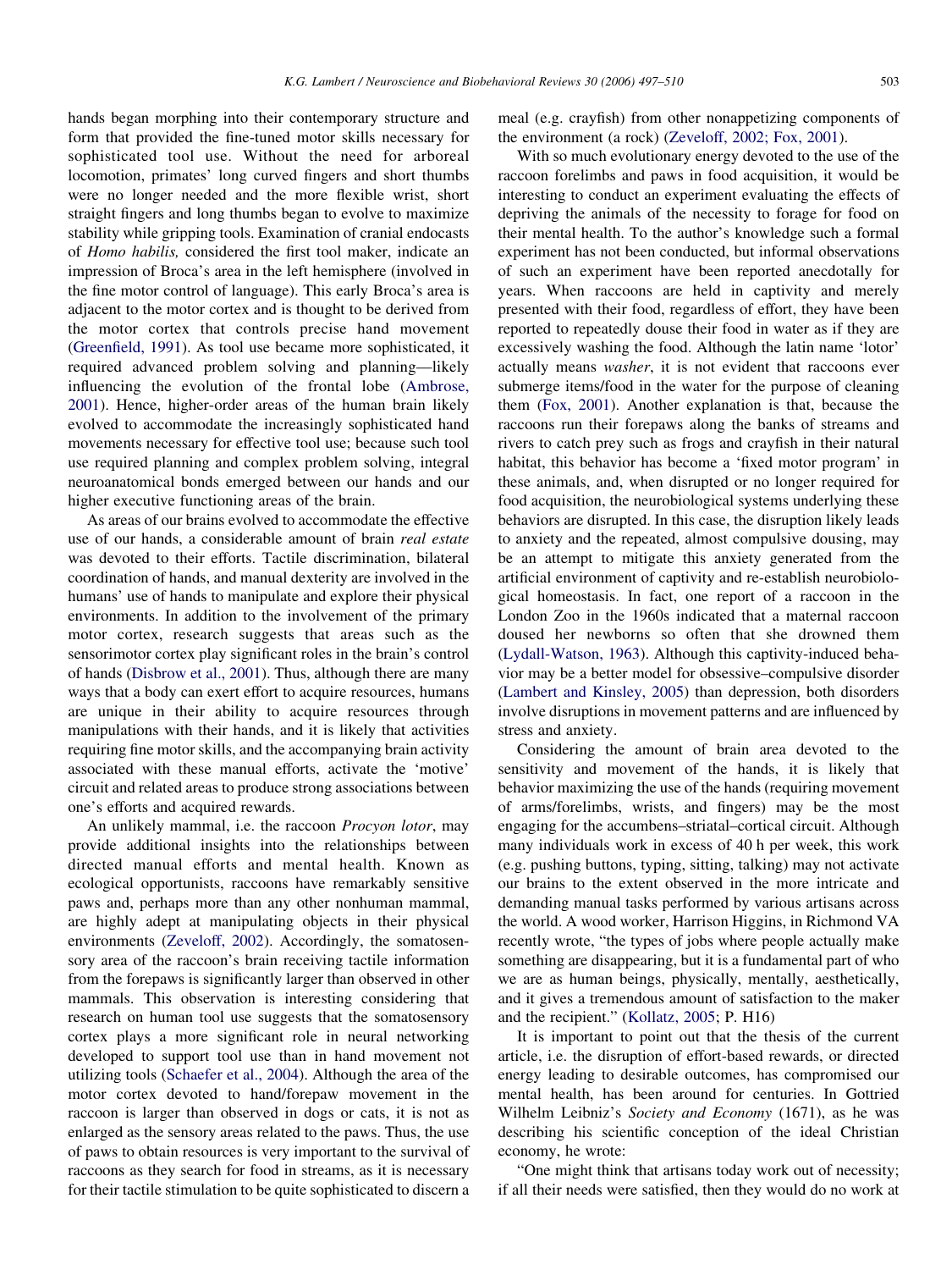hands began morphing into their contemporary structure and form that provided the fine-tuned motor skills necessary for sophisticated tool use. Without the need for arboreal locomotion, primates' long curved fingers and short thumbs were no longer needed and the more flexible wrist, short straight fingers and long thumbs began to evolve to maximize stability while gripping tools. Examination of cranial endocasts of *Homo habilis,* considered the first tool maker, indicate an impression of Broca's area in the left hemisphere (involved in the fine motor control of language). This early Broca's area is adjacent to the motor cortex and is thought to be derived from the motor cortex that controls precise hand movement (Greenfield, 1991). As tool use became more sophisticated, it required advanced problem solving and planning—likely influencing the evolution of the frontal lobe (Ambrose, 2001). Hence, higher-order areas of the human brain likely evolved to accommodate the increasingly sophisticated hand movements necessary for effective tool use; because such tool use required planning and complex problem solving, integral neuroanatomical bonds emerged between our hands and our higher executive functioning areas of the brain.

As areas of our brains evolved to accommodate the effective use of our hands, a considerable amount of brain *real estate* was devoted to their efforts. Tactile discrimination, bilateral coordination of hands, and manual dexterity are involved in the humans' use of hands to manipulate and explore their physical environments. In addition to the involvement of the primary motor cortex, research suggests that areas such as the sensorimotor cortex play significant roles in the brain's control of hands (Disbrow et al., 2001). Thus, although there are many ways that a body can exert effort to acquire resources, humans are unique in their ability to acquire resources through manipulations with their hands, and it is likely that activities requiring fine motor skills, and the accompanying brain activity associated with these manual efforts, activate the 'motive' circuit and related areas to produce strong associations between one's efforts and acquired rewards.

An unlikely mammal, i.e. the raccoon *Procyon lotor*, may provide additional insights into the relationships between directed manual efforts and mental health. Known as ecological opportunists, raccoons have remarkably sensitive paws and, perhaps more than any other nonhuman mammal, are highly adept at manipulating objects in their physical environments (Zeveloff, 2002). Accordingly, the somatosensory area of the raccoon's brain receiving tactile information from the forepaws is significantly larger than observed in other mammals. This observation is interesting considering that research on human tool use suggests that the somatosensory cortex plays a more significant role in neural networking developed to support tool use than in hand movement not utilizing tools (Schaefer et al., 2004). Although the area of the motor cortex devoted to hand/forepaw movement in the raccoon is larger than observed in dogs or cats, it is not as enlarged as the sensory areas related to the paws. Thus, the use of paws to obtain resources is very important to the survival of raccoons as they search for food in streams, as it is necessary for their tactile stimulation to be quite sophisticated to discern a meal (e.g. crayfish) from other nonappetizing components of the environment (a rock) (Zeveloff, 2002; Fox, 2001).

With so much evolutionary energy devoted to the use of the raccoon forelimbs and paws in food acquisition, it would be interesting to conduct an experiment evaluating the effects of depriving the animals of the necessity to forage for food on their mental health. To the author's knowledge such a formal experiment has not been conducted, but informal observations of such an experiment have been reported anecdotally for years. When raccoons are held in captivity and merely presented with their food, regardless of effort, they have been reported to repeatedly douse their food in water as if they are excessively washing the food. Although the latin name 'lotor' actually means *washer*, it is not evident that raccoons ever submerge items/food in the water for the purpose of cleaning them (Fox, 2001). Another explanation is that, because the raccoons run their forepaws along the banks of streams and rivers to catch prey such as frogs and crayfish in their natural habitat, this behavior has become a 'fixed motor program' in these animals, and, when disrupted or no longer required for food acquisition, the neurobiological systems underlying these behaviors are disrupted. In this case, the disruption likely leads to anxiety and the repeated, almost compulsive dousing, may be an attempt to mitigate this anxiety generated from the artificial environment of captivity and re-establish neurobiological homeostasis. In fact, one report of a raccoon in the London Zoo in the 1960s indicated that a maternal raccoon doused her newborns so often that she drowned them (Lydall-Watson, 1963). Although this captivity-induced behavior may be a better model for obsessive–compulsive disorder (Lambert and Kinsley, 2005) than depression, both disorders involve disruptions in movement patterns and are influenced by stress and anxiety.

Considering the amount of brain area devoted to the sensitivity and movement of the hands, it is likely that behavior maximizing the use of the hands (requiring movement of arms/forelimbs, wrists, and fingers) may be the most engaging for the accumbens–striatal–cortical circuit. Although many individuals work in excess of 40 h per week, this work (e.g. pushing buttons, typing, sitting, talking) may not activate our brains to the extent observed in the more intricate and demanding manual tasks performed by various artisans across the world. A wood worker, Harrison Higgins, in Richmond VA recently wrote, "the types of jobs where people actually make something are disappearing, but it is a fundamental part of who we are as human beings, physically, mentally, aesthetically, and it gives a tremendous amount of satisfaction to the maker and the recipient." (Kollatz, 2005; P. H16)

It is important to point out that the thesis of the current article, i.e. the disruption of effort-based rewards, or directed energy leading to desirable outcomes, has compromised our mental health, has been around for centuries. In Gottried Wilhelm Leibniz's *Society and Economy* (1671), as he was describing his scientific conception of the ideal Christian economy, he wrote:

"One might think that artisans today work out of necessity; if all their needs were satisfied, then they would do no work at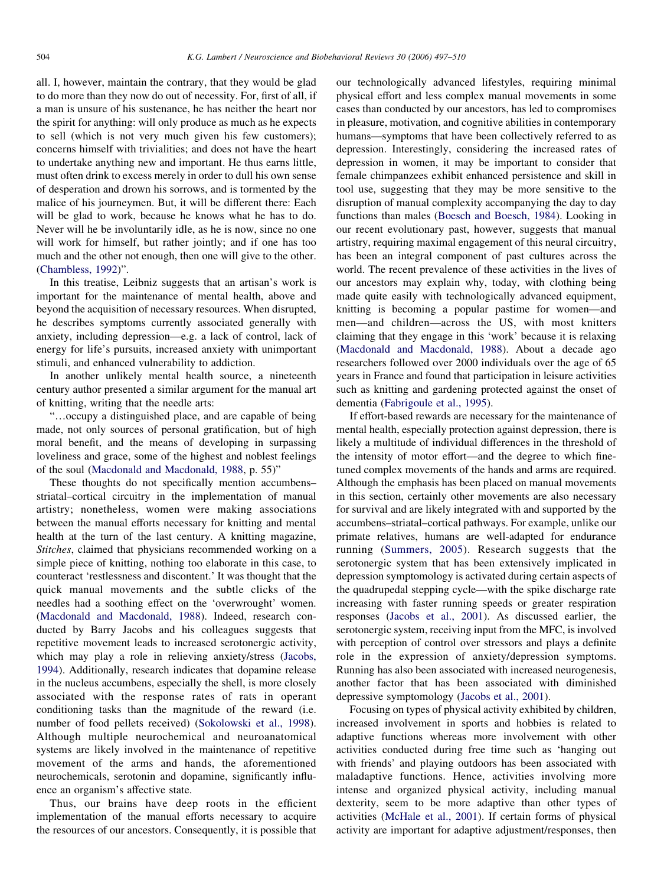all. I, however, maintain the contrary, that they would be glad to do more than they now do out of necessity. For, first of all, if a man is unsure of his sustenance, he has neither the heart nor the spirit for anything: will only produce as much as he expects to sell (which is not very much given his few customers); concerns himself with trivialities; and does not have the heart to undertake anything new and important. He thus earns little, must often drink to excess merely in order to dull his own sense of desperation and drown his sorrows, and is tormented by the malice of his journeymen. But, it will be different there: Each will be glad to work, because he knows what he has to do. Never will he be involuntarily idle, as he is now, since no one will work for himself, but rather jointly; and if one has too much and the other not enough, then one will give to the other. (Chambless, 1992)".

In this treatise, Leibniz suggests that an artisan's work is important for the maintenance of mental health, above and beyond the acquisition of necessary resources. When disrupted, he describes symptoms currently associated generally with anxiety, including depression—e.g. a lack of control, lack of energy for life's pursuits, increased anxiety with unimportant stimuli, and enhanced vulnerability to addiction.

In another unlikely mental health source, a nineteenth century author presented a similar argument for the manual art of knitting, writing that the needle arts:

"…occupy a distinguished place, and are capable of being made, not only sources of personal gratification, but of high moral benefit, and the means of developing in surpassing loveliness and grace, some of the highest and noblest feelings of the soul (Macdonald and Macdonald, 1988, p. 55)"

These thoughts do not specifically mention accumbens–striatal–cortical circuitry in the implementation of manual artistry; nonetheless, women were making associations between the manual efforts necessary for knitting and mental health at the turn of the last century. A knitting magazine, *Stitches*, claimed that physicians recommended working on a simple piece of knitting, nothing too elaborate in this case, to counteract 'restlessness and discontent.' It was thought that the quick manual movements and the subtle clicks of the needles had a soothing effect on the 'overwrought' women. (Macdonald and Macdonald, 1988). Indeed, research conducted by Barry Jacobs and his colleagues suggests that repetitive movement leads to increased serotonergic activity, which may play a role in relieving anxiety/stress (Jacobs, 1994). Additionally, research indicates that dopamine release in the nucleus accumbens, especially the shell, is more closely associated with the response rates of rats in operant conditioning tasks than the magnitude of the reward (i.e. number of food pellets received) (Sokolowski et al., 1998). Although multiple neurochemical and neuroanatomical systems are likely involved in the maintenance of repetitive movement of the arms and hands, the aforementioned neurochemicals, serotonin and dopamine, significantly influence an organism's affective state.

Thus, our brains have deep roots in the efficient implementation of the manual efforts necessary to acquire the resources of our ancestors. Consequently, it is possible that our technologically advanced lifestyles, requiring minimal physical effort and less complex manual movements in some cases than conducted by our ancestors, has led to compromises in pleasure, motivation, and cognitive abilities in contemporary humans—symptoms that have been collectively referred to as depression. Interestingly, considering the increased rates of depression in women, it may be important to consider that female chimpanzees exhibit enhanced persistence and skill in tool use, suggesting that they may be more sensitive to the disruption of manual complexity accompanying the day to day functions than males (Boesch and Boesch, 1984). Looking in our recent evolutionary past, however, suggests that manual artistry, requiring maximal engagement of this neural circuitry, has been an integral component of past cultures across the world. The recent prevalence of these activities in the lives of our ancestors may explain why, today, with clothing being made quite easily with technologically advanced equipment, knitting is becoming a popular pastime for women—and men—and children—across the US, with most knitters claiming that they engage in this 'work' because it is relaxing (Macdonald and Macdonald, 1988). About a decade ago researchers followed over 2000 individuals over the age of 65 years in France and found that participation in leisure activities such as knitting and gardening protected against the onset of dementia (Fabrigoule et al., 1995).

If effort-based rewards are necessary for the maintenance of mental health, especially protection against depression, there is likely a multitude of individual differences in the threshold of the intensity of motor effort—and the degree to which fine-tuned complex movements of the hands and arms are required. Although the emphasis has been placed on manual movements in this section, certainly other movements are also necessary for survival and are likely integrated with and supported by the accumbens–striatal–cortical pathways. For example, unlike our primate relatives, humans are well-adapted for endurance running (Summers, 2005). Research suggests that the serotonergic system that has been extensively implicated in depression symptomology is activated during certain aspects of the quadrupedal stepping cycle—with the spike discharge rate increasing with faster running speeds or greater respiration responses (Jacobs et al., 2001). As discussed earlier, the serotonergic system, receiving input from the MFC, is involved with perception of control over stressors and plays a definite role in the expression of anxiety/depression symptoms. Running has also been associated with increased neurogenesis, another factor that has been associated with diminished depressive symptomology (Jacobs et al., 2001).

Focusing on types of physical activity exhibited by children, increased involvement in sports and hobbies is related to adaptive functions whereas more involvement with other activities conducted during free time such as 'hanging out with friends' and playing outdoors has been associated with maladaptive functions. Hence, activities involving more intense and organized physical activity, including manual dexterity, seem to be more adaptive than other types of activities (McHale et al., 2001). If certain forms of physical activity are important for adaptive adjustment/responses, then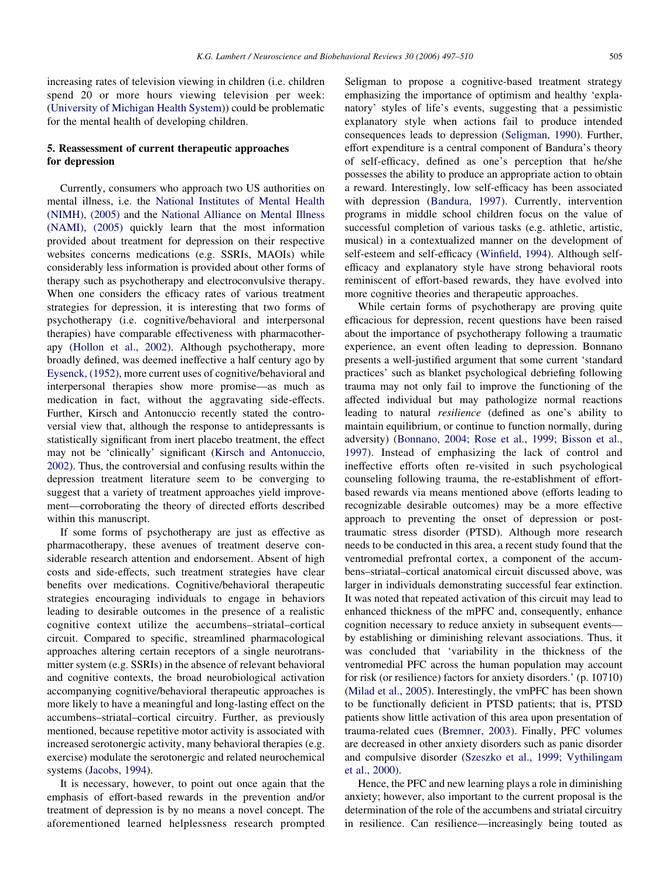increasing rates of television viewing in children (i.e. children spend 20 or more hours viewing television per week: (University of Michigan Health System)) could be problematic for the mental health of developing children.

## 5. Reassessment of current therapeutic approaches for depression

Currently, consumers who approach two US authorities on mental illness, i.e. the National Institutes of Mental Health (NIMH), (2005) and the National Alliance on Mental Illness (NAMI), (2005) quickly learn that the most information provided about treatment for depression on their respective websites concerns medications (e.g. SSRIs, MAOIs) while considerably less information is provided about other forms of therapy such as psychotherapy and electroconvulsive therapy. When one considers the efficacy rates of various treatment strategies for depression, it is interesting that two forms of psychotherapy (i.e. cognitive/behavioral and interpersonal therapies) have comparable effectiveness with pharmacotherapy (Hollon et al., 2002). Although psychotherapy, more broadly defined, was deemed ineffective a half century ago by Eysenck, (1952), more current uses of cognitive/behavioral and interpersonal therapies show more promise—as much as medication in fact, without the aggravating side-effects. Further, Kirsch and Antonuccio recently stated the controversial view that, although the response to antidepressants is statistically significant from inert placebo treatment, the effect may not be 'clinically' significant (Kirsch and Antonuccio, 2002). Thus, the controversial and confusing results within the depression treatment literature seem to be converging to suggest that a variety of treatment approaches yield improvement—corroborating the theory of directed efforts described within this manuscript.

If some forms of psychotherapy are just as effective as pharmacotherapy, these avenues of treatment deserve considerable research attention and endorsement. Absent of high costs and side-effects, such treatment strategies have clear benefits over medications. Cognitive/behavioral therapeutic strategies encouraging individuals to engage in behaviors leading to desirable outcomes in the presence of a realistic cognitive context utilize the accumbens–striatal–cortical circuit. Compared to specific, streamlined pharmacological approaches altering certain receptors of a single neurotransmitter system (e.g. SSRIs) in the absence of relevant behavioral and cognitive contexts, the broad neurobiological activation accompanying cognitive/behavioral therapeutic approaches is more likely to have a meaningful and long-lasting effect on the accumbens–striatal–cortical circuitry. Further, as previously mentioned, because repetitive motor activity is associated with increased serotonergic activity, many behavioral therapies (e.g. exercise) modulate the serotonergic and related neurochemical systems (Jacobs, 1994).

It is necessary, however, to point out once again that the emphasis of effort-based rewards in the prevention and/or treatment of depression is by no means a novel concept. The aforementioned learned helplessness research prompted Seligman to propose a cognitive-based treatment strategy emphasizing the importance of optimism and healthy 'explanatory' styles of life's events, suggesting that a pessimistic explanatory style when actions fail to produce intended consequences leads to depression (Seligman, 1990). Further, effort expenditure is a central component of Bandura's theory of self-efficacy, defined as one's perception that he/she possesses the ability to produce an appropriate action to obtain a reward. Interestingly, low self-efficacy has been associated with depression (Bandura, 1997). Currently, intervention programs in middle school children focus on the value of successful completion of various tasks (e.g. athletic, artistic, musical) in a contextualized manner on the development of self-esteem and self-efficacy (Winfield, 1994). Although self-efficacy and explanatory style have strong behavioral roots reminiscent of effort-based rewards, they have evolved into more cognitive theories and therapeutic approaches.

While certain forms of psychotherapy are proving quite efficacious for depression, recent questions have been raised about the importance of psychotherapy following a traumatic experience, an event often leading to depression. Bonnano presents a well-justified argument that some current 'standard practices' such as blanket psychological debriefing following trauma may not only fail to improve the functioning of the affected individual but may pathologize normal reactions leading to natural *resilience* (defined as one's ability to maintain equilibrium, or continue to function normally, during adversity) (Bonnano, 2004; Rose et al., 1999; Bisson et al., 1997). Instead of emphasizing the lack of control and ineffective efforts often re-visited in such psychological counseling following trauma, the re-establishment of effort-based rewards via means mentioned above (efforts leading to recognizable desirable outcomes) may be a more effective approach to preventing the onset of depression or post-traumatic stress disorder (PTSD). Although more research needs to be conducted in this area, a recent study found that the ventromedial prefrontal cortex, a component of the accumbens–striatal–cortical anatomical circuit discussed above, was larger in individuals demonstrating successful fear extinction. It was noted that repeated activation of this circuit may lead to enhanced thickness of the mPFC and, consequently, enhance cognition necessary to reduce anxiety in subsequent events—by establishing or diminishing relevant associations. Thus, it was concluded that 'variability in the thickness of the ventromedial PFC across the human population may account for risk (or resilience) factors for anxiety disorders.' (p. 10710) (Milad et al., 2005). Interestingly, the vmPFC has been shown to be functionally deficient in PTSD patients; that is, PTSD patients show little activation of this area upon presentation of trauma-related cues (Bremner, 2003). Finally, PFC volumes are decreased in other anxiety disorders such as panic disorder and compulsive disorder (Szeszko et al., 1999; Vythilingam et al., 2000).

Hence, the PFC and new learning plays a role in diminishing anxiety; however, also important to the current proposal is the determination of the role of the accumbens and striatal circuitry in resilience. Can resilience—increasingly being touted as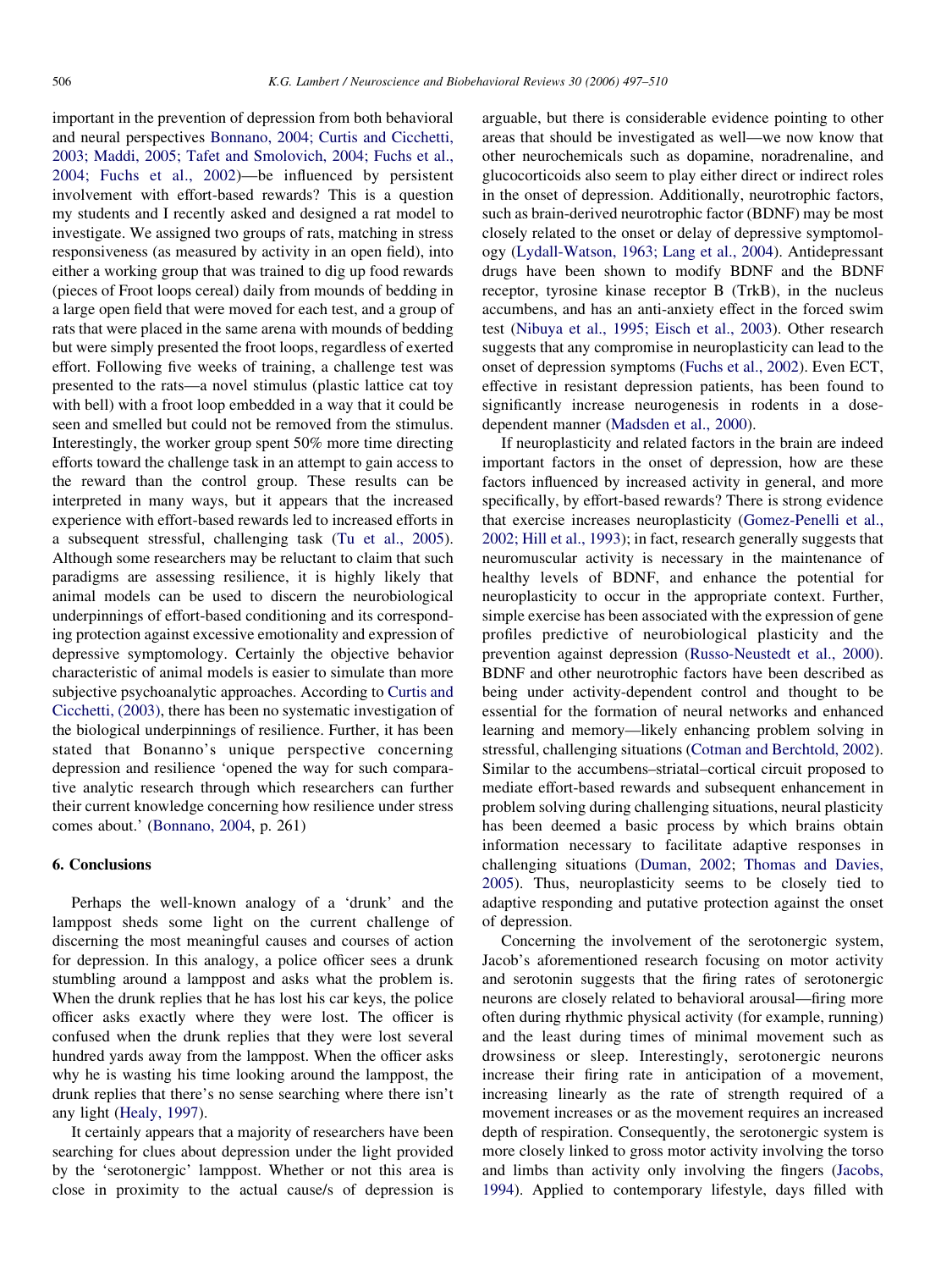important in the prevention of depression from both behavioral and neural perspectives Bonnano, 2004; Curtis and Cicchetti, 2003; Maddi, 2005; Tafet and Smolovich, 2004; Fuchs et al., 2004; Fuchs et al., 2002)—be influenced by persistent involvement with effort-based rewards? This is a question my students and I recently asked and designed a rat model to investigate. We assigned two groups of rats, matching in stress responsiveness (as measured by activity in an open field), into either a working group that was trained to dig up food rewards (pieces of Froot loops cereal) daily from mounds of bedding in a large open field that were moved for each test, and a group of rats that were placed in the same arena with mounds of bedding but were simply presented the froot loops, regardless of exerted effort. Following five weeks of training, a challenge test was presented to the rats—a novel stimulus (plastic lattice cat toy with bell) with a froot loop embedded in a way that it could be seen and smelled but could not be removed from the stimulus. Interestingly, the worker group spent 50% more time directing efforts toward the challenge task in an attempt to gain access to the reward than the control group. These results can be interpreted in many ways, but it appears that the increased experience with effort-based rewards led to increased efforts in a subsequent stressful, challenging task (Tu et al., 2005). Although some researchers may be reluctant to claim that such paradigms are assessing resilience, it is highly likely that animal models can be used to discern the neurobiological underpinnings of effort-based conditioning and its corresponding protection against excessive emotionality and expression of depressive symptomology. Certainly the objective behavior characteristic of animal models is easier to simulate than more subjective psychoanalytic approaches. According to Curtis and Cicchetti, (2003), there has been no systematic investigation of the biological underpinnings of resilience. Further, it has been stated that Bonnano's unique perspective concerning depression and resilience 'opened the way for such comparative analytic research through which researchers can further their current knowledge concerning how resilience under stress comes about.' (Bonnano, 2004, p. 261)

## 6. Conclusions

Perhaps the well-known analogy of a 'drunk' and the lamppost sheds some light on the current challenge of discerning the most meaningful causes and courses of action for depression. In this analogy, a police officer sees a drunk stumbling around a lamppost and asks what the problem is. When the drunk replies that he has lost his car keys, the police officer asks exactly where they were lost. The officer is confused when the drunk replies that they were lost several hundred yards away from the lamppost. When the officer asks why he is wasting his time looking around the lamppost, the drunk replies that there's no sense searching where there isn't any light (Healy, 1997).

It certainly appears that a majority of researchers have been searching for clues about depression under the light provided by the 'serotonergic' lamppost. Whether or not this area is close in proximity to the actual cause/s of depression is arguable, but there is considerable evidence pointing to other areas that should be investigated as well—we now know that other neurochemicals such as dopamine, noradrenaline, and glucocorticoids also seem to play either direct or indirect roles in the onset of depression. Additionally, neurotrophic factors, such as brain-derived neurotrophic factor (BDNF) may be most closely related to the onset or delay of depressive symptomology (Lydall-Watson, 1963; Lang et al., 2004). Antidepressant drugs have been shown to modify BDNF and the BDNF receptor, tyrosine kinase receptor B (TrkB), in the nucleus accumbens, and has an anti-anxiety effect in the forced swim test (Nibuya et al., 1995; Eisch et al., 2003). Other research suggests that any compromise in neuroplasticity can lead to the onset of depression symptoms (Fuchs et al., 2002). Even ECT, effective in resistant depression patients, has been found to significantly increase neurogenesis in rodents in a dose-dependent manner (Madsden et al., 2000).

If neuroplasticity and related factors in the brain are indeed important factors in the onset of depression, how are these factors influenced by increased activity in general, and more specifically, by effort-based rewards? There is strong evidence that exercise increases neuroplasticity (Gomez-Penelli et al., 2002; Hill et al., 1993); in fact, research generally suggests that neuromuscular activity is necessary in the maintenance of healthy levels of BDNF, and enhance the potential for neuroplasticity to occur in the appropriate context. Further, simple exercise has been associated with the expression of gene profiles predictive of neurobiological plasticity and the prevention against depression (Russo-Neustedt et al., 2000). BDNF and other neurotrophic factors have been described as being under activity-dependent control and thought to be essential for the formation of neural networks and enhanced learning and memory—likely enhancing problem solving in stressful, challenging situations (Cotman and Berchtold, 2002). Similar to the accumbens–striatal–cortical circuit proposed to mediate effort-based rewards and subsequent enhancement in problem solving during challenging situations, neural plasticity has been deemed a basic process by which brains obtain information necessary to facilitate adaptive responses in challenging situations (Duman, 2002; Thomas and Davies, 2005). Thus, neuroplasticity seems to be closely tied to adaptive responding and putative protection against the onset of depression.

Concerning the involvement of the serotonergic system, Jacob's aforementioned research focusing on motor activity and serotonin suggests that the firing rates of serotonergic neurons are closely related to behavioral arousal—firing more often during rhythmic physical activity (for example, running) and the least during times of minimal movement such as drowsiness or sleep. Interestingly, serotonergic neurons increase their firing rate in anticipation of a movement, increasing linearly as the rate of strength required of a movement increases or as the movement requires an increased depth of respiration. Consequently, the serotonergic system is more closely linked to gross motor activity involving the torso and limbs than activity only involving the fingers (Jacobs, 1994). Applied to contemporary lifestyle, days filled with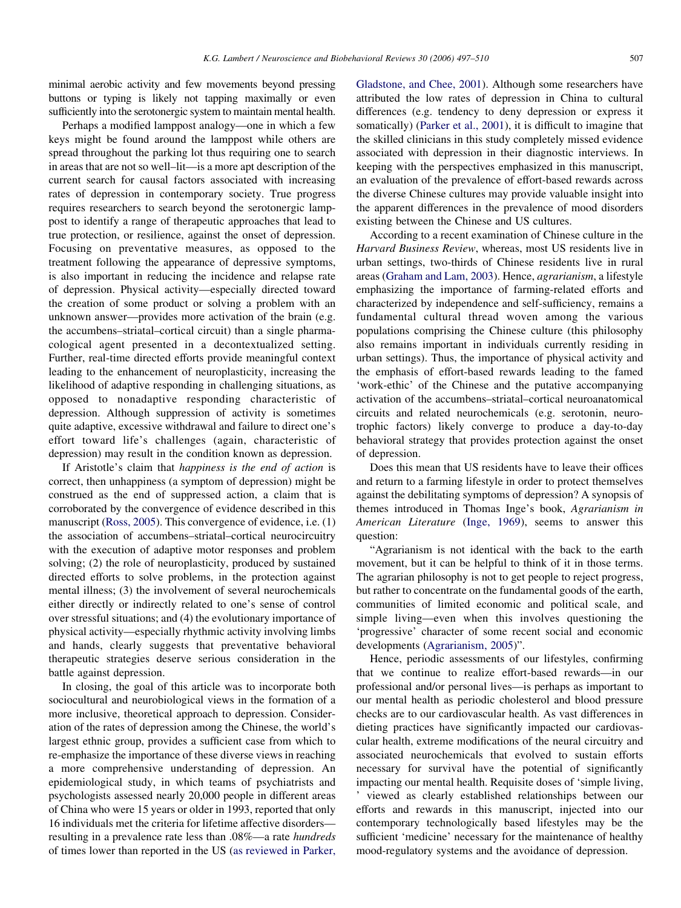minimal aerobic activity and few movements beyond pressing buttons or typing is likely not tapping maximally or even sufficiently into the serotonergic system to maintain mental health.

Perhaps a modified lamppost analogy—one in which a few keys might be found around the lamppost while others are spread throughout the parking lot thus requiring one to search in areas that are not so well–lit—is a more apt description of the current search for causal factors associated with increasing rates of depression in contemporary society. True progress requires researchers to search beyond the serotonergic lamppost to identify a range of therapeutic approaches that lead to true protection, or resilience, against the onset of depression. Focusing on preventative measures, as opposed to the treatment following the appearance of depressive symptoms, is also important in reducing the incidence and relapse rate of depression. Physical activity—especially directed toward the creation of some product or solving a problem with an unknown answer—provides more activation of the brain (e.g. the accumbens–striatal–cortical circuit) than a single pharmacological agent presented in a decontextualized setting. Further, real-time directed efforts provide meaningful context leading to the enhancement of neuroplasticity, increasing the likelihood of adaptive responding in challenging situations, as opposed to nonadaptive responding characteristic of depression. Although suppression of activity is sometimes quite adaptive, excessive withdrawal and failure to direct one's effort toward life's challenges (again, characteristic of depression) may result in the condition known as depression.

If Aristotle's claim that *happiness is the end of action* is correct, then unhappiness (a symptom of depression) might be construed as the end of suppressed action, a claim that is corroborated by the convergence of evidence described in this manuscript (Ross, 2005). This convergence of evidence, i.e. (1) the association of accumbens–striatal–cortical neurocircuitry with the execution of adaptive motor responses and problem solving; (2) the role of neuroplasticity, produced by sustained directed efforts to solve problems, in the protection against mental illness; (3) the involvement of several neurochemicals either directly or indirectly related to one's sense of control over stressful situations; and (4) the evolutionary importance of physical activity—especially rhythmic activity involving limbs and hands, clearly suggests that preventative behavioral therapeutic strategies deserve serious consideration in the battle against depression.

In closing, the goal of this article was to incorporate both sociocultural and neurobiological views in the formation of a more inclusive, theoretical approach to depression. Consideration of the rates of depression among the Chinese, the world's largest ethnic group, provides a sufficient case from which to re-emphasize the importance of these diverse views in reaching a more comprehensive understanding of depression. An epidemiological study, in which teams of psychiatrists and psychologists assessed nearly 20,000 people in different areas of China who were 15 years or older in 1993, reported that only 16 individuals met the criteria for lifetime affective disorders—resulting in a prevalence rate less than .08%—a rate *hundreds* of times lower than reported in the US (as reviewed in Parker, Gladstone, and Chee, 2001). Although some researchers have attributed the low rates of depression in China to cultural differences (e.g. tendency to deny depression or express it somatically) (Parker et al., 2001), it is difficult to imagine that the skilled clinicians in this study completely missed evidence associated with depression in their diagnostic interviews. In keeping with the perspectives emphasized in this manuscript, an evaluation of the prevalence of effort-based rewards across the diverse Chinese cultures may provide valuable insight into the apparent differences in the prevalence of mood disorders existing between the Chinese and US cultures.

According to a recent examination of Chinese culture in the *Harvard Business Review*, whereas, most US residents live in urban settings, two-thirds of Chinese residents live in rural areas (Graham and Lam, 2003). Hence, *agrarianism*, a lifestyle emphasizing the importance of farming-related efforts and characterized by independence and self-sufficiency, remains a fundamental cultural thread woven among the various populations comprising the Chinese culture (this philosophy also remains important in individuals currently residing in urban settings). Thus, the importance of physical activity and the emphasis of effort-based rewards leading to the famed 'work-ethic' of the Chinese and the putative accompanying activation of the accumbens–striatal–cortical neuroanatomical circuits and related neurochemicals (e.g. serotonin, neurotrophic factors) likely converge to produce a day-to-day behavioral strategy that provides protection against the onset of depression.

Does this mean that US residents have to leave their offices and return to a farming lifestyle in order to protect themselves against the debilitating symptoms of depression? A synopsis of themes introduced in Thomas Inge's book, *Agrarianism in American Literature* (Inge, 1969), seems to answer this question:

"Agrarianism is not identical with the back to the earth movement, but it can be helpful to think of it in those terms. The agrarian philosophy is not to get people to reject progress, but rather to concentrate on the fundamental goods of the earth, communities of limited economic and political scale, and simple living—even when this involves questioning the 'progressive' character of some recent social and economic developments (Agrarianism, 2005)".

Hence, periodic assessments of our lifestyles, confirming that we continue to realize effort-based rewards—in our professional and/or personal lives—is perhaps as important to our mental health as periodic cholesterol and blood pressure checks are to our cardiovascular health. As vast differences in dieting practices have significantly impacted our cardiovascular health, extreme modifications of the neural circuitry and associated neurochemicals that evolved to sustain efforts necessary for survival have the potential of significantly impacting our mental health. Requisite doses of 'simple living, ' viewed as clearly established relationships between our efforts and rewards in this manuscript, injected into our contemporary technologically based lifestyles may be the sufficient 'medicine' necessary for the maintenance of healthy mood-regulatory systems and the avoidance of depression.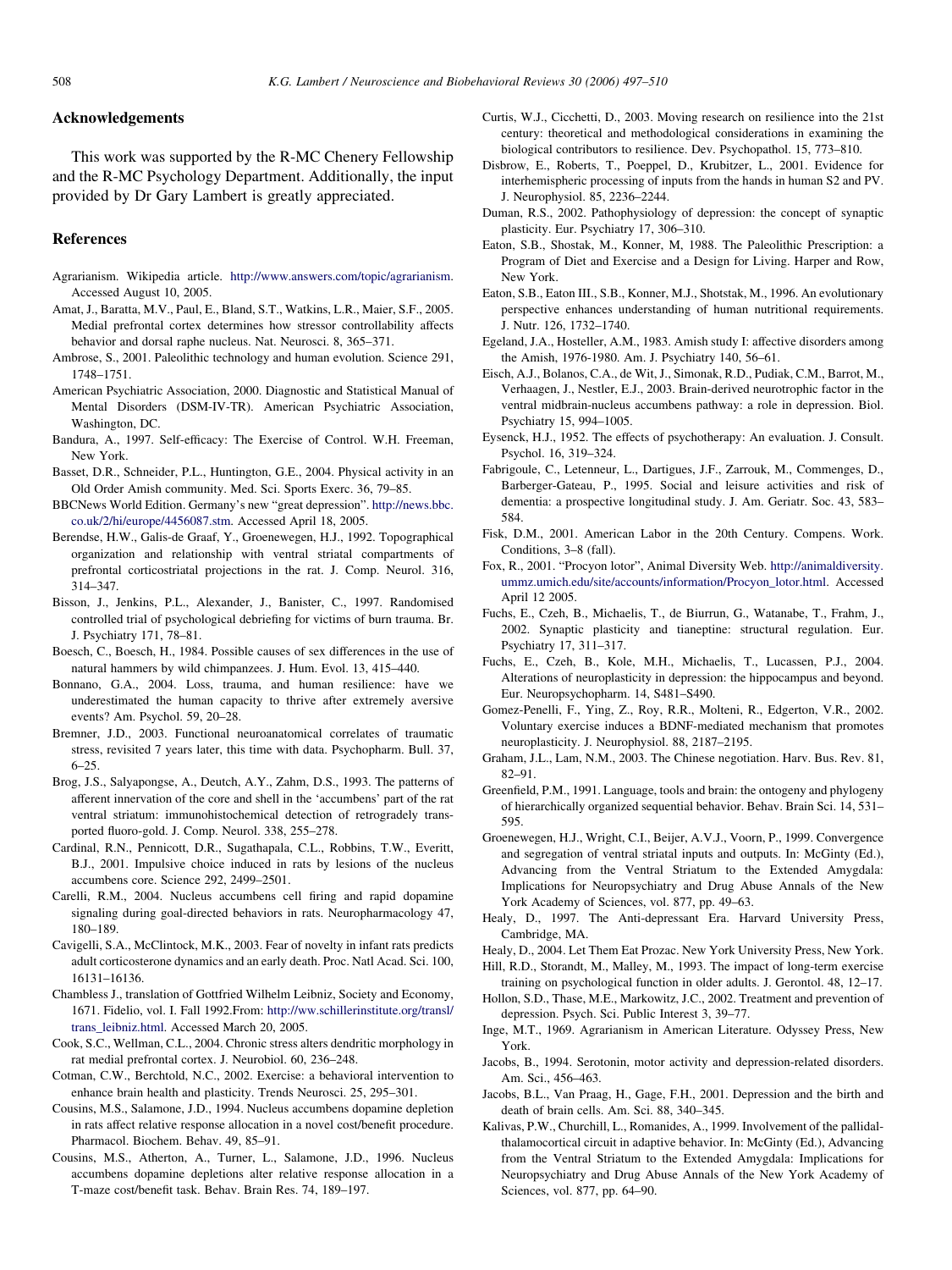## Acknowledgements

This work was supported by the R-MC Chenery Fellowship and the R-MC Psychology Department. Additionally, the input provided by Dr Gary Lambert is greatly appreciated.

## References

Agrarianism. Wikipedia article. http://www.answers.com/topic/agrarianism. Accessed August 10, 2005.

Amat, J., Baratta, M.V., Paul, E., Bland, S.T., Watkins, L.R., Maier, S.F., 2005. Medial prefrontal cortex determines how stressor controllability affects behavior and dorsal raphe nucleus. Nat. Neurosci. 8, 365–371.

Ambrose, S., 2001. Paleolithic technology and human evolution. Science 291, 1748–1751.

American Psychiatric Association, 2000. Diagnostic and Statistical Manual of Mental Disorders (DSM-IV-TR). American Psychiatric Association, Washington, DC.

Bandura, A., 1997. Self-efficacy: The Exercise of Control. W.H. Freeman, New York.

Basset, D.R., Schneider, P.L., Huntington, G.E., 2004. Physical activity in an Old Order Amish community. Med. Sci. Sports Exerc. 36, 79–85.

BBCNews World Edition. Germany's new "great depression". http://news.bbc.co.uk/2/hi/europe/4456087.stm. Accessed April 18, 2005.

Berendse, H.W., Galis-de Graaf, Y., Groenewegen, H.J., 1992. Topographical organization and relationship with ventral striatal compartments of prefrontal corticostriatal projections in the rat. J. Comp. Neurol. 316, 314–347.

Bisson, J., Jenkins, P.L., Alexander, J., Banister, C., 1997. Randomised controlled trial of psychological debriefing for victims of burn trauma. Br. J. Psychiatry 171, 78–81.

Boesch, C., Boesch, H., 1984. Possible causes of sex differences in the use of natural hammers by wild chimpanzees. J. Hum. Evol. 13, 415–440.

Bonnano, G.A., 2004. Loss, trauma, and human resilience: have we underestimated the human capacity to thrive after extremely aversive events? Am. Psychol. 59, 20–28.

Bremner, J.D., 2003. Functional neuroanatomical correlates of traumatic stress, revisited 7 years later, this time with data. Psychopharm. Bull. 37, 6–25.

Brog, J.S., Salyapongse, A., Deutch, A.Y., Zahm, D.S., 1993. The patterns of afferent innervation of the core and shell in the 'accumbens' part of the rat ventral striatum: immunohistochemical detection of retrogradely transported fluoro-gold. J. Comp. Neurol. 338, 255–278.

Cardinal, R.N., Pennicott, D.R., Sugathapala, C.L., Robbins, T.W., Everitt, B.J., 2001. Impulsive choice induced in rats by lesions of the nucleus accumbens core. Science 292, 2499–2501.

Carelli, R.M., 2004. Nucleus accumbens cell firing and rapid dopamine signaling during goal-directed behaviors in rats. Neuropharmacology 47, 180–189.

Cavigelli, S.A., McClintock, M.K., 2003. Fear of novelty in infant rats predicts adult corticosterone dynamics and an early death. Proc. Natl Acad. Sci. 100, 16131–16136.

Chambless J., translation of Gottfried Wilhelm Leibniz, Society and Economy, 1671. Fidelio, vol. I. Fall 1992.From: http://ww.schillerinstitute.org/transl/trans_leibniz.html. Accessed March 20, 2005.

Cook, S.C., Wellman, C.L., 2004. Chronic stress alters dendritic morphology in rat medial prefrontal cortex. J. Neurobiol. 60, 236–248.

Cotman, C.W., Berchtold, N.C., 2002. Exercise: a behavioral intervention to enhance brain health and plasticity. Trends Neurosci. 25, 295–301.

Cousins, M.S., Salamone, J.D., 1994. Nucleus accumbens dopamine depletion in rats affect relative response allocation in a novel cost/benefit procedure. Pharmacol. Biochem. Behav. 49, 85–91.

Cousins, M.S., Atherton, A., Turner, L., Salamone, J.D., 1996. Nucleus accumbens dopamine depletions alter relative response allocation in a T-maze cost/benefit task. Behav. Brain Res. 74, 189–197.

Curtis, W.J., Cicchetti, D., 2003. Moving research on resilience into the 21st century: theoretical and methodological considerations in examining the biological contributors to resilience. Dev. Psychopathol. 15, 773–810.

Disbrow, E., Roberts, T., Poeppel, D., Krubitzer, L., 2001. Evidence for interhemispheric processing of inputs from the hands in human S2 and PV. J. Neurophysiol. 85, 2236–2244.

Duman, R.S., 2002. Pathophysiology of depression: the concept of synaptic plasticity. Eur. Psychiatry 17, 306–310.

Eaton, S.B., Shostak, M., Konner, M, 1988. The Paleolithic Prescription: a Program of Diet and Exercise and a Design for Living. Harper and Row, New York.

Eaton, S.B., Eaton III., S.B., Konner, M.J., Shotstak, M., 1996. An evolutionary perspective enhances understanding of human nutritional requirements. J. Nutr. 126, 1732–1740.

Egeland, J.A., Hosteller, A.M., 1983. Amish study I: affective disorders among the Amish, 1976-1980. Am. J. Psychiatry 140, 56–61.

Eisch, A.J., Bolanos, C.A., de Wit, J., Simonak, R.D., Pudiak, C.M., Barrot, M., Verhaagen, J., Nestler, E.J., 2003. Brain-derived neurotrophic factor in the ventral midbrain-nucleus accumbens pathway: a role in depression. Biol. Psychiatry 15, 994–1005.

Eysenck, H.J., 1952. The effects of psychotherapy: An evaluation. J. Consult. Psychol. 16, 319–324.

Fabrigoule, C., Letenneur, L., Dartigues, J.F., Zarrouk, M., Commenges, D., Barberger-Gateau, P., 1995. Social and leisure activities and risk of dementia: a prospective longitudinal study. J. Am. Geriatr. Soc. 43, 583–584.

Fisk, D.M., 2001. American Labor in the 20th Century. Compens. Work. Conditions, 3–8 (fall).

Fox, R., 2001. "Procyon lotor", Animal Diversity Web. http://animaldiversity.ummz.umich.edu/site/accounts/information/Procyon_lotor.html. Accessed April 12 2005.

Fuchs, E., Czeh, B., Michaelis, T., de Biurrun, G., Watanabe, T., Frahm, J., 2002. Synaptic plasticity and tianeptine: structural regulation. Eur. Psychiatry 17, 311–317.

Fuchs, E., Czeh, B., Kole, M.H., Michaelis, T., Lucassen, P.J., 2004. Alterations of neuroplasticity in depression: the hippocampus and beyond. Eur. Neuropsychopharm. 14, S481–S490.

Gomez-Penelli, F., Ying, Z., Roy, R.R., Molteni, R., Edgerton, V.R., 2002. Voluntary exercise induces a BDNF-mediated mechanism that promotes neuroplasticity. J. Neurophysiol. 88, 2187–2195.

Graham, J.L., Lam, N.M., 2003. The Chinese negotiation. Harv. Bus. Rev. 81, 82–91.

Greenfield, P.M., 1991. Language, tools and brain: the ontogeny and phylogeny of hierarchically organized sequential behavior. Behav. Brain Sci. 14, 531–595.

Groenewegen, H.J., Wright, C.I., Beijer, A.V.J., Voorn, P., 1999. Convergence and segregation of ventral striatal inputs and outputs. In: McGinty (Ed.), Advancing from the Ventral Striatum to the Extended Amygdala: Implications for Neuropsychiatry and Drug Abuse Annals of the New York Academy of Sciences, vol. 877, pp. 49–63.

Healy, D., 1997. The Anti-depressant Era. Harvard University Press, Cambridge, MA.

Healy, D., 2004. Let Them Eat Prozac. New York University Press, New York.

Hill, R.D., Storandt, M., Malley, M., 1993. The impact of long-term exercise training on psychological function in older adults. J. Gerontol. 48, 12–17.

Hollon, S.D., Thase, M.E., Markowitz, J.C., 2002. Treatment and prevention of depression. Psych. Sci. Public Interest 3, 39–77.

Inge, M.T., 1969. Agrarianism in American Literature. Odyssey Press, New York.

Jacobs, B., 1994. Serotonin, motor activity and depression-related disorders. Am. Sci., 456–463.

Jacobs, B.L., Van Praag, H., Gage, F.H., 2001. Depression and the birth and death of brain cells. Am. Sci. 88, 340–345.

Kalivas, P.W., Churchill, L., Romanides, A., 1999. Involvement of the pallidal-thalamocortical circuit in adaptive behavior. In: McGinty (Ed.), Advancing from the Ventral Striatum to the Extended Amygdala: Implications for Neuropsychiatry and Drug Abuse Annals of the New York Academy of Sciences, vol. 877, pp. 64–90.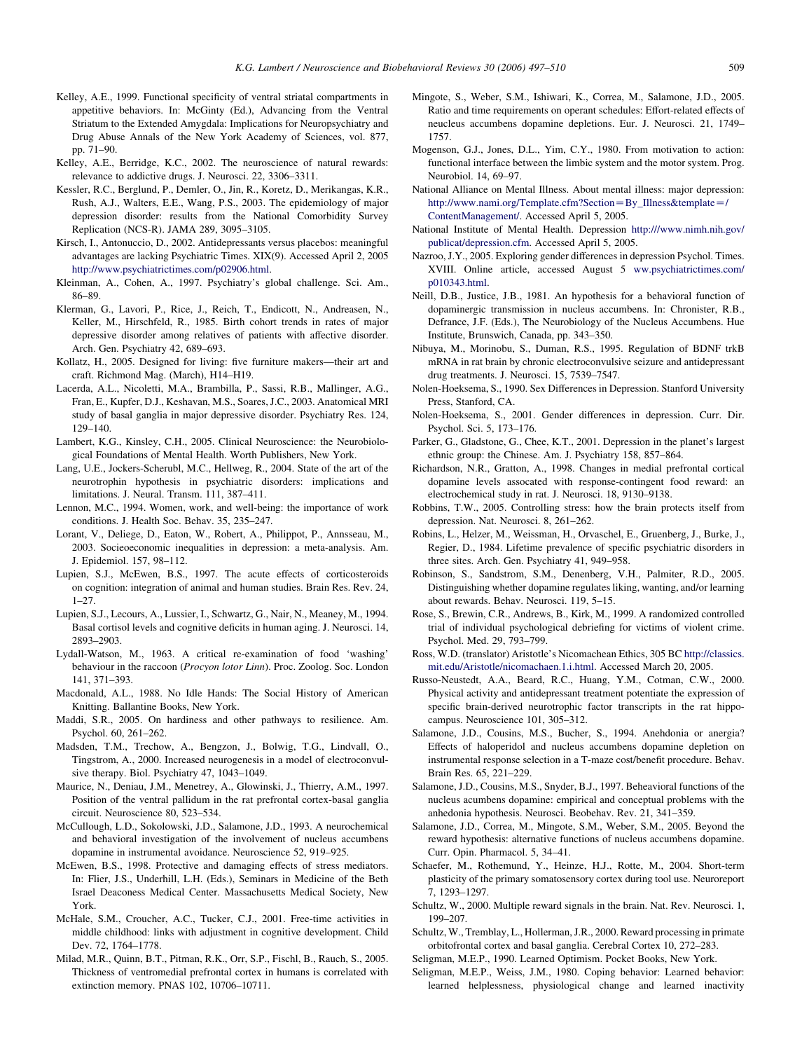Kelley, A.E., 1999. Functional specificity of ventral striatal compartments in appetitive behaviors. In: McGinty (Ed.), Advancing from the Ventral Striatum to the Extended Amygdala: Implications for Neuropsychiatry and Drug Abuse Annals of the New York Academy of Sciences, vol. 877, pp. 71–90.

Kelley, A.E., Berridge, K.C., 2002. The neuroscience of natural rewards: relevance to addictive drugs. J. Neurosci. 22, 3306–3311.

Kessler, R.C., Berglund, P., Demler, O., Jin, R., Koretz, D., Merikangas, K.R., Rush, A.J., Walters, E.E., Wang, P.S., 2003. The epidemiology of major depression disorder: results from the National Comorbidity Survey Replication (NCS-R). JAMA 289, 3095–3105.

Kirsch, I., Antonuccio, D., 2002. Antidepressants versus placebos: meaningful advantages are lacking Psychiatric Times. XIX(9). Accessed April 2, 2005 http://www.psychiatrictimes.com/p02906.html.

Kleinman, A., Cohen, A., 1997. Psychiatry's global challenge. Sci. Am., 86–89.

Klerman, G., Lavori, P., Rice, J., Reich, T., Endicott, N., Andreasen, N., Keller, M., Hirschfeld, R., 1985. Birth cohort trends in rates of major depressive disorder among relatives of patients with affective disorder. Arch. Gen. Psychiatry 42, 689–693.

Kollatz, H., 2005. Designed for living: five furniture makers—their art and craft. Richmond Mag. (March), H14–H19.

Lacerda, A.L., Nicoletti, M.A., Brambilla, P., Sassi, R.B., Mallinger, A.G., Fran, E., Kupfer, D.J., Keshavan, M.S., Soares, J.C., 2003. Anatomical MRI study of basal ganglia in major depressive disorder. Psychiatry Res. 124, 129–140.

Lambert, K.G., Kinsley, C.H., 2005. Clinical Neuroscience: the Neurobiological Foundations of Mental Health. Worth Publishers, New York.

Lang, U.E., Jockers-Scherubl, M.C., Hellweg, R., 2004. State of the art of the neurotrophin hypothesis in psychiatric disorders: implications and limitations. J. Neural. Transm. 111, 387–411.

Lennon, M.C., 1994. Women, work, and well-being: the importance of work conditions. J. Health Soc. Behav. 35, 235–247.

Lorant, V., Deliege, D., Eaton, W., Robert, A., Philippot, P., Annsseau, M., 2003. Socieoeconomic inequalities in depression: a meta-analysis. Am. J. Epidemiol. 157, 98–112.

Lupien, S.J., McEwen, B.S., 1997. The acute effects of corticosteroids on cognition: integration of animal and human studies. Brain Res. Rev. 24, 1–27.

Lupien, S.J., Lecours, A., Lussier, I., Schwartz, G., Nair, N., Meaney, M., 1994. Basal cortisol levels and cognitive deficits in human aging. J. Neurosci. 14, 2893–2903.

Lydall-Watson, M., 1963. A critical re-examination of food 'washing' behaviour in the raccoon (*Procyon lotor Linn*). Proc. Zoolog. Soc. London 141, 371–393.

Macdonald, A.L., 1988. No Idle Hands: The Social History of American Knitting. Ballantine Books, New York.

Maddi, S.R., 2005. On hardiness and other pathways to resilience. Am. Psychol. 60, 261–262.

Madsden, T.M., Trechow, A., Bengzon, J., Bolwig, T.G., Lindvall, O., Tingstrom, A., 2000. Increased neurogenesis in a model of electroconvulsive therapy. Biol. Psychiatry 47, 1043–1049.

Maurice, N., Deniau, J.M., Menetrey, A., Glowinski, J., Thierry, A.M., 1997. Position of the ventral pallidum in the rat prefrontal cortex-basal ganglia circuit. Neuroscience 80, 523–534.

McCullough, L.D., Sokolowski, J.D., Salamone, J.D., 1993. A neurochemical and behavioral investigation of the involvement of nucleus accumbens dopamine in instrumental avoidance. Neuroscience 52, 919–925.

McEwen, B.S., 1998. Protective and damaging effects of stress mediators. In: Flier, J.S., Underhill, L.H. (Eds.), Seminars in Medicine of the Beth Israel Deaconess Medical Center. Massachusetts Medical Society, New York.

McHale, S.M., Croucher, A.C., Tucker, C.J., 2001. Free-time activities in middle childhood: links with adjustment in cognitive development. Child Dev. 72, 1764–1778.

Milad, M.R., Quinn, B.T., Pitman, R.K., Orr, S.P., Fischl, B., Rauch, S., 2005. Thickness of ventromedial prefrontal cortex in humans is correlated with extinction memory. PNAS 102, 10706–10711.

Mingote, S., Weber, S.M., Ishiwari, K., Correa, M., Salamone, J.D., 2005. Ratio and time requirements on operant schedules: Effort-related effects of neucleus accumbens dopamine depletions. Eur. J. Neurosci. 21, 1749–1757.

Mogenson, G.J., Jones, D.L., Yim, C.Y., 1980. From motivation to action: functional interface between the limbic system and the motor system. Prog. Neurobiol. 14, 69–97.

National Alliance on Mental Illness. About mental illness: major depression: http://www.nami.org/Template.cfm?Section=By_Illness&template=/ContentManagement/. Accessed April 5, 2005.

National Institute of Mental Health. Depression http:///www.nimh.nih.gov/publicat/depression.cfm. Accessed April 5, 2005.

Nazroo, J.Y., 2005. Exploring gender differences in depression Psychol. Times. XVIII. Online article, accessed August 5 ww.psychiatrictimes.com/p010343.html.

Neill, D.B., Justice, J.B., 1981. An hypothesis for a behavioral function of dopaminergic transmission in nucleus accumbens. In: Chronister, R.B., Defrance, J.F. (Eds.), The Neurobiology of the Nucleus Accumbens. Hue Institute, Brunswick, Canada, pp. 343–350.

Nibuya, M., Morinobu, S., Duman, R.S., 1995. Regulation of BDNF trkB mRNA in rat brain by chronic electroconvulsive seizure and antidepressant drug treatments. J. Neurosci. 15, 7539–7547.

Nolen-Hoeksema, S., 1990. Sex Differences in Depression. Stanford University Press, Stanford, CA.

Nolen-Hoeksema, S., 2001. Gender differences in depression. Curr. Dir. Psychol. Sci. 5, 173–176.

Parker, G., Gladstone, G., Chee, K.T., 2001. Depression in the planet's largest ethnic group: the Chinese. Am. J. Psychiatry 158, 857–864.

Richardson, N.R., Gratton, A., 1998. Changes in medial prefrontal cortical dopamine levels assocated with response-contingent food reward: an electrochemical study in rat. J. Neurosci. 18, 9130–9138.

Robbins, T.W., 2005. Controlling stress: how the brain protects itself from depression. Nat. Neurosci. 8, 261–262.

Robins, L., Helzer, M., Weissman, H., Orvaschel, H., Gruenberg, J., Burke, J., Regier, D., 1984. Lifetime prevalence of specific psychiatric disorders in three sites. Arch. Gen. Psychiatry 41, 949–958.

Robinson, S., Sandstrom, S.M., Denenberg, V.H., Palmiter, R.D., 2005. Distinguishing whether dopamine regulates liking, wanting, and/or learning about rewards. Behav. Neurosci. 119, 5–15.

Rose, S., Brewin, C.R., Andrews, B., Kirk, M., 1999. A randomized controlled trial of individual psychological debriefing for victims of violent crime. Psychol. Med. 29, 793–799.

Ross, W.D. (translator) Aristotle's Nicomachean Ethics, 305 BC http://classics.mit.edu/Aristotle/nicomachaen.1.i.html. Accessed March 20, 2005.

Russo-Neustedt, A.A., Beard, R.C., Huang, Y.M., Cotman, C.W., 2000. Physical activity and antidepressant treatment potentiate the expression of specific brain-derived neurotrophic factor transcripts in the rat hippocampus. Neuroscience 101, 305–312.

Salamone, J.D., Cousins, M.S., Bucher, S., 1994. Anehdonia or anergia? Effects of haloperidol and nucleus accumbens dopamine depletion on instrumental response selection in a T-maze cost/benefit procedure. Behav. Brain Res. 65, 221–229.

Salamone, J.D., Cousins, M.S., Snyder, B.J., 1997. Beheavioral functions of the nucleus acumbens dopamine: empirical and conceptual problems with the anhedonia hypothesis. Neurosci. Beobehav. Rev. 21, 341–359.

Salamone, J.D., Correa, M., Mingote, S.M., Weber, S.M., 2005. Beyond the reward hypothesis: alternative functions of nucleus accumbens dopamine. Curr. Opin. Pharmacol. 5, 34–41.

Schaefer, M., Rothemund, Y., Heinze, H.J., Rotte, M., 2004. Short-term plasticity of the primary somatosensory cortex during tool use. Neuroreport 7, 1293–1297.

Schultz, W., 2000. Multiple reward signals in the brain. Nat. Rev. Neurosci. 1, 199–207.

Schultz, W., Tremblay, L., Hollerman, J.R., 2000. Reward processing in primate orbitofrontal cortex and basal ganglia. Cerebral Cortex 10, 272–283.

Seligman, M.E.P., 1990. Learned Optimism. Pocket Books, New York.

Seligman, M.E.P., Weiss, J.M., 1980. Coping behavior: Learned behavior: learned helplessness, physiological change and learned inactivity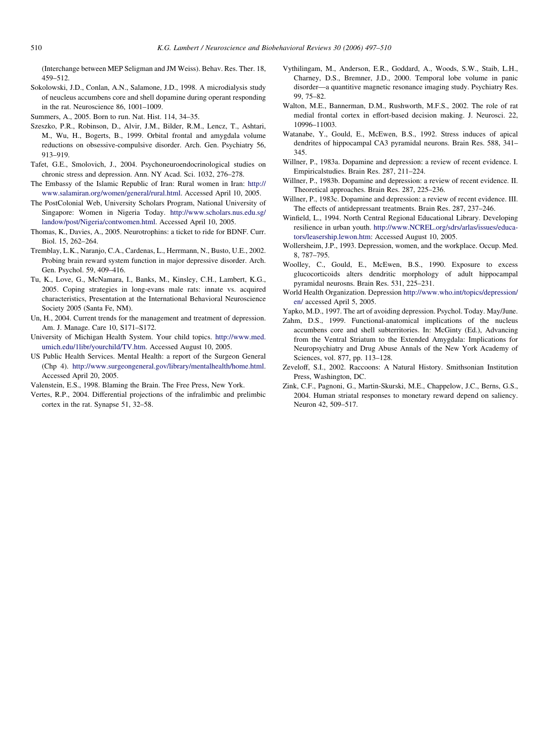(Interchange between MEP Seligman and JM Weiss). Behav. Res. Ther. 18, 459–512.

Sokolowski, J.D., Conlan, A.N., Salamone, J.D., 1998. A microdialysis study of neucleus accumbens core and shell dopamine during operant responding in the rat. Neuroscience 86, 1001–1009.

Summers, A., 2005. Born to run. Nat. Hist. 114, 34–35.

Szeszko, P.R., Robinson, D., Alvir, J.M., Bilder, R.M., Lencz, T., Ashtari, M., Wu, H., Bogerts, B., 1999. Orbital frontal and amygdala volume reductions on obsessive-compulsive disorder. Arch. Gen. Psychiatry 56, 913–919.

Tafet, G.E., Smolovich, J., 2004. Psychoneuroendocrinological studies on chronic stress and depression. Ann. NY Acad. Sci. 1032, 276–278.

The Embassy of the Islamic Republic of Iran: Rural women in Iran: http://www.salamiran.org/women/general/rural.html. Accessed April 10, 2005.

The PostColonial Web, University Scholars Program, National University of Singapore: Women in Nigeria Today. http://www.scholars.nus.edu.sg/landow/post/Nigeria/contwomen.html. Accessed April 10, 2005.

Thomas, K., Davies, A., 2005. Neurotrophins: a ticket to ride for BDNF. Curr. Biol. 15, 262–264.

Tremblay, L.K., Naranjo, C.A., Cardenas, L., Herrmann, N., Busto, U.E., 2002. Probing brain reward system function in major depressive disorder. Arch. Gen. Psychol. 59, 409–416.

Tu, K., Love, G., McNamara, I., Banks, M., Kinsley, C.H., Lambert, K.G., 2005. Coping strategies in long-evans male rats: innate vs. acquired characteristics, Presentation at the International Behavioral Neuroscience Society 2005 (Santa Fe, NM).

Un, H., 2004. Current trends for the management and treatment of depression. Am. J. Manage. Care 10, S171–S172.

University of Michigan Health System. Your child topics. http://www.med.umich.edu/1libr/yourchild/TV.htm. Accessed August 10, 2005.

US Public Health Services. Mental Health: a report of the Surgeon General (Chp 4). http://www.surgeongeneral.gov/library/mentalhealth/home.html. Accessed April 20, 2005.

Valenstein, E.S., 1998. Blaming the Brain. The Free Press, New York.

Vertes, R.P., 2004. Differential projections of the infralimbic and prelimbic cortex in the rat. Synapse 51, 32–58.

Vythilingam, M., Anderson, E.R., Goddard, A., Woods, S.W., Staib, L.H., Charney, D.S., Bremner, J.D., 2000. Temporal lobe volume in panic disorder—a quantitive magnetic resonance imaging study. Psychiatry Res. 99, 75–82.

Walton, M.E., Bannerman, D.M., Rushworth, M.F.S., 2002. The role of rat medial frontal cortex in effort-based decision making. J. Neurosci. 22, 10996–11003.

Watanabe, Y., Gould, E., McEwen, B.S., 1992. Stress induces of apical dendrites of hippocampal CA3 pyramidal neurons. Brain Res. 588, 341–345.

Willner, P., 1983a. Dopamine and depression: a review of recent evidence. I. Empiricalstudies. Brain Res. 287, 211–224.

Willner, P., 1983b. Dopamine and depression: a review of recent evidence. II. Theoretical approaches. Brain Res. 287, 225–236.

Willner, P., 1983c. Dopamine and depression: a review of recent evidence. III. The effects of antidepressant treatments. Brain Res. 287, 237–246.

Winfield, L., 1994. North Central Regional Educational Library. Developing resilience in urban youth. http://www.NCREL.org/sdrs/arlas/issues/educators/leasership.lewon.htm: Accessed August 10, 2005.

Wollersheim, J.P., 1993. Depression, women, and the workplace. Occup. Med. 8, 787–795.

Woolley, C., Gould, E., McEwen, B.S., 1990. Exposure to excess glucocorticoids alters dendritic morphology of adult hippocampal pyramidal neurosns. Brain Res. 531, 225–231.

World Health Organization. Depression http://www.who.int/topics/depression/en/ accessed April 5, 2005.

Yapko, M.D., 1997. The art of avoiding depression. Psychol. Today. May/June.

Zahm, D.S., 1999. Functional-anatomical implications of the nucleus accumbens core and shell subterritories. In: McGinty (Ed.), Advancing from the Ventral Striatum to the Extended Amygdala: Implications for Neuropsychiatry and Drug Abuse Annals of the New York Academy of Sciences, vol. 877, pp. 113–128.

Zeveloff, S.I., 2002. Raccoons: A Natural History. Smithsonian Institution Press, Washington, DC.

Zink, C.F., Pagnoni, G., Martin-Skurski, M.E., Chappelow, J.C., Berns, G.S., 2004. Human striatal responses to monetary reward depend on saliency. Neuron 42, 509–517.